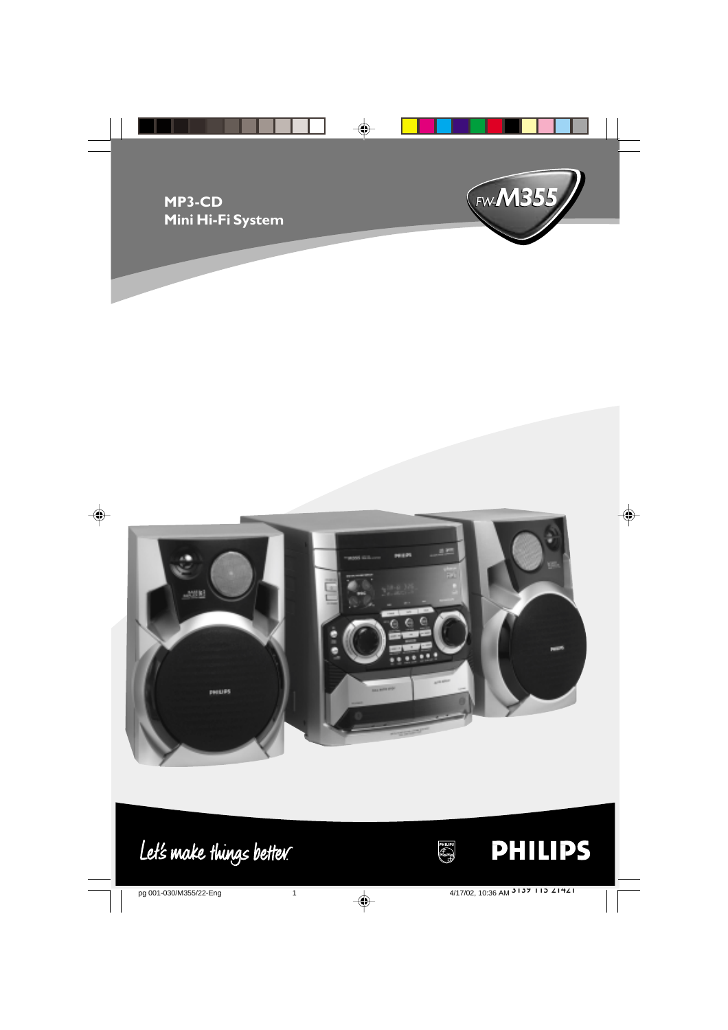# MP3-CD Mini Hi-Fi System

FW-M355

Let's make things better.

PHILIPS

3139 115 21421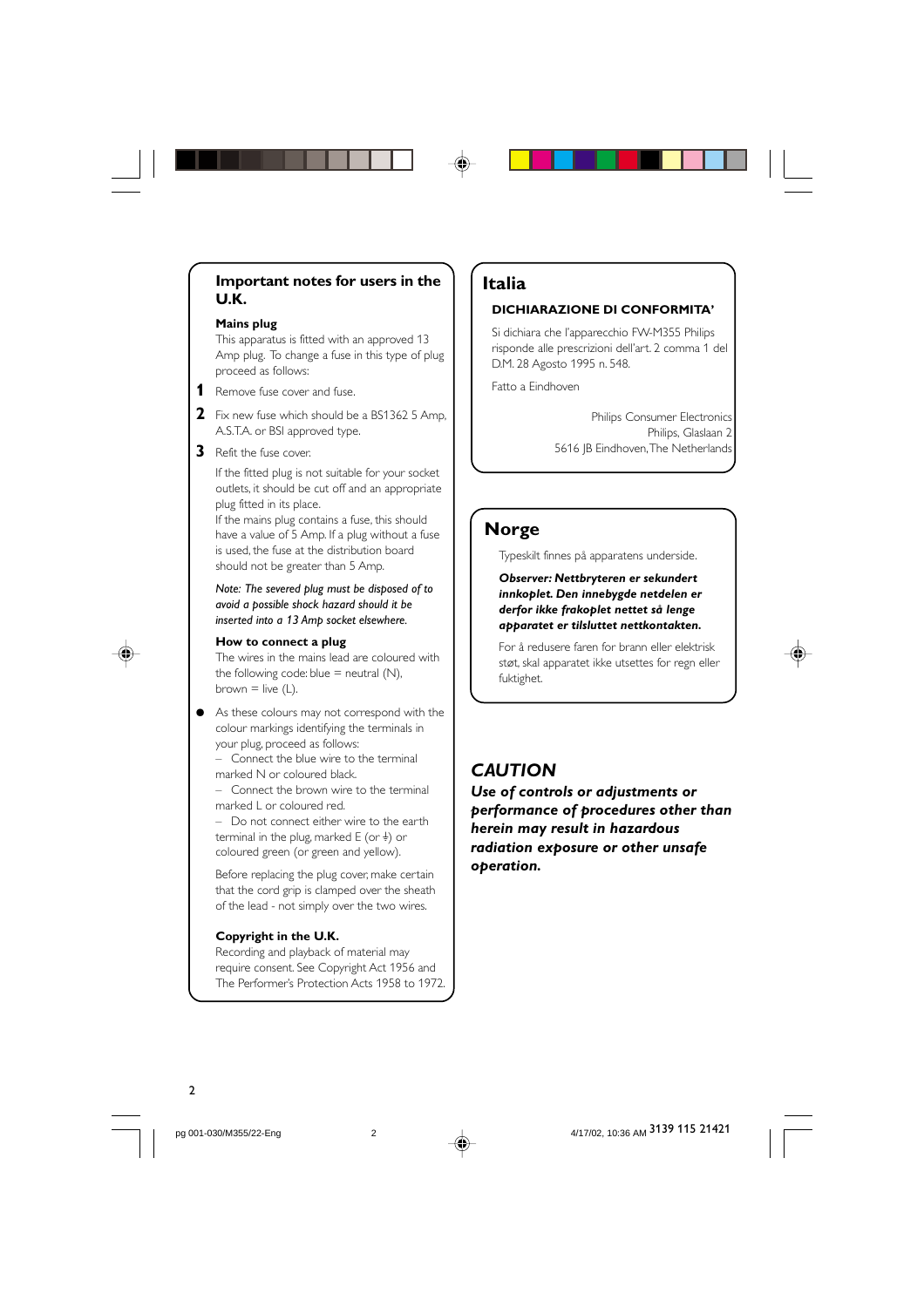## Important notes for users in the U.K.

**Mains plug**

This apparatus is fitted with an approved 13 Amp plug. To change a fuse in this type of plug proceed as follows:

1. Remove fuse cover and fuse.
2. Fix new fuse which should be a BS1362 5 Amp, A.S.T.A. or BSI approved type.
3. Refit the fuse cover.

If the fitted plug is not suitable for your socket outlets, it should be cut off and an appropriate plug fitted in its place.
If the mains plug contains a fuse, this should have a value of 5 Amp. If a plug without a fuse is used, the fuse at the distribution board should not be greater than 5 Amp.

*Note: The severed plug must be disposed of to avoid a possible shock hazard should it be inserted into a 13 Amp socket elsewhere.*

**How to connect a plug**

The wires in the mains lead are coloured with the following code: blue = neutral (N), brown = live (L).

- As these colours may not correspond with the colour markings identifying the terminals in your plug, proceed as follows:
  – Connect the blue wire to the terminal marked N or coloured black.
  – Connect the brown wire to the terminal marked L or coloured red.
  – Do not connect either wire to the earth terminal in the plug, marked E (or ⏚) or coloured green (or green and yellow).

Before replacing the plug cover, make certain that the cord grip is clamped over the sheath of the lead - not simply over the two wires.

**Copyright in the U.K.**

Recording and playback of material may require consent. See Copyright Act 1956 and The Performer's Protection Acts 1958 to 1972.

## Italia

**DICHIARAZIONE DI CONFORMITA'**

Si dichiara che l'apparecchio FW-M355 Philips risponde alle prescrizioni dell'art. 2 comma 1 del D.M. 28 Agosto 1995 n. 548.

Fatto a Eindhoven

Philips Consumer Electronics
Philips, Glaslaan 2
5616 JB Eindhoven, The Netherlands

## Norge

Typeskilt finnes på apparatens underside.

***Observer: Nettbryteren er sekundert innkoplet. Den innebygde netdelen er derfor ikke frakoplet nettet så lenge apparatet er tilsluttet nettkontakten.***

For å redusere faren for brann eller elektrisk støt, skal apparatet ikke utsettes for regn eller fuktighet.

## *CAUTION*

***Use of controls or adjustments or performance of procedures other than herein may result in hazardous radiation exposure or other unsafe operation.***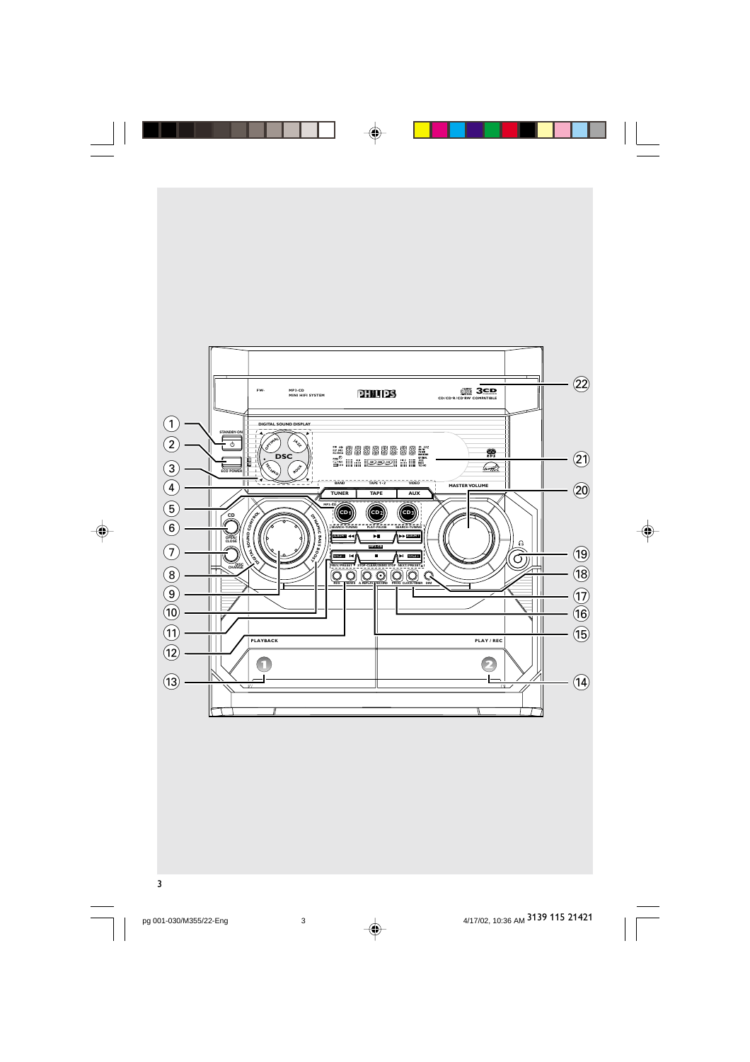FW-

MP3-CD
MINI HIFI SYSTEM

PHILIPS

3CD
CD/CD-R/CD-RW COMPATIBLE

DIGITAL SOUND DISPLAY

STANDBY-ON

ECO POWER

OPTIMAL · JAZZ · DSC · TECHNO · ROCK

BAND · TAPE 1·2 · VIDEO

TUNER · TAPE · AUX

MASTER VOLUME

MP3-CD

CD 1 · CD 2 · CD 3

CD

OPEN/CLOSE

DISC CHANGE

DIGITAL SOUND CONTROL

DYNAMIC BASS BOOST

SEARCH·TUNING · PLAY·PAUSE · SEARCH·TUNING

PREV/PRESET · STOP·CLEAR/DEMO STOP · NEXT/PRESET

REC · NEWS · A.REPLAY · RECORD · PROG · CLOCK·TIMER · DIM

PLAYBACK · PLAY / REC

1 · 2

(1) (2) (3) (4) (5) (6) (7) (8) (9) (10) (11) (12) (13) (14) (15) (16) (17) (18) (19) (20) (21) (22)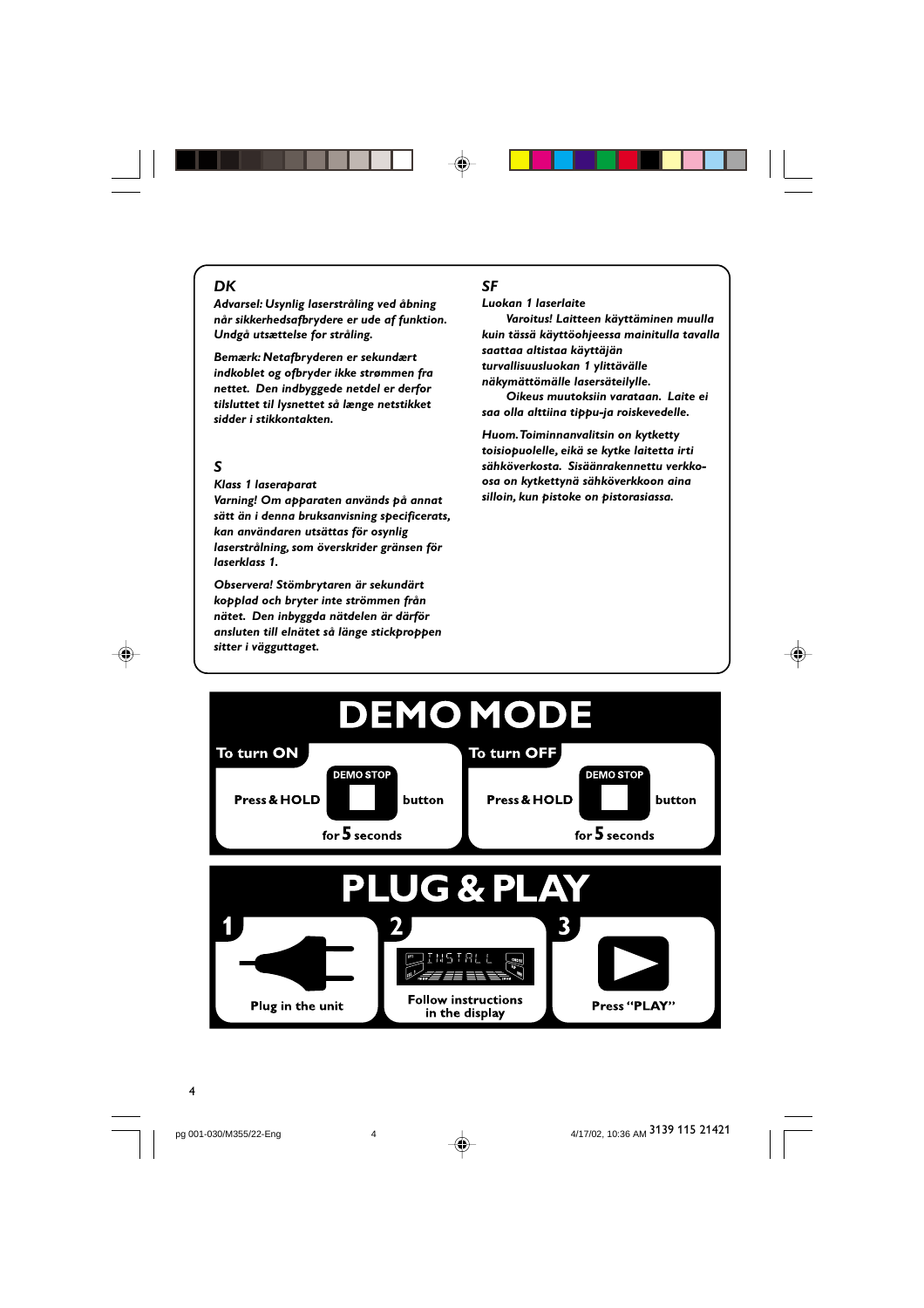## DK

***Advarsel: Usynlig laserstråling ved åbning når sikkerhedsafbrydere er ude af funktion. Undgå utsættelse for stråling.***

***Bemærk: Netafbryderen er sekundært indkoblet og ofbryder ikke strømmen fra nettet. Den indbyggede netdel er derfor tilsluttet til lysnettet så længe netstikket sidder i stikkontakten.***

## S

***Klass 1 laseraparat***
***Varning! Om apparaten används på annat sätt än i denna bruksanvisning specificerats, kan användaren utsättas för osynlig laserstrålning, som överskrider gränsen för laserklass 1.***

***Observera! Stömbrytaren är sekundärt kopplad och bryter inte strömmen från nätet. Den inbyggda nätdelen är därför ansluten till elnätet så länge stickproppen sitter i vägguttaget.***

## SF

***Luokan 1 laserlaite***
***Varoitus! Laitteen käyttäminen muulla kuin tässä käyttöohjeessa mainitulla tavalla saattaa altistaa käyttäjän turvallisuusluokan 1 ylittävälle näkymättömälle lasersäteilylle.***
***Oikeus muutoksiin varataan. Laite ei saa olla alttiina tippu-ja roiskevedelle.***

***Huom. Toiminnanvalitsin on kytketty toisiopuolelle, eikä se kytke laitetta irti sähköverkosta. Sisäänrakennettu verkko-osa on kytkettynä sähköverkkoon aina silloin, kun pistoke on pistorasiassa.***

# DEMO MODE

**To turn ON**

**Press & HOLD** DEMO STOP **button for 5 seconds**

**To turn OFF**

**Press & HOLD** DEMO STOP **button for 5 seconds**

# PLUG & PLAY

**1** Plug in the unit

**2** INSTALL — Follow instructions in the display

**3** Press "PLAY"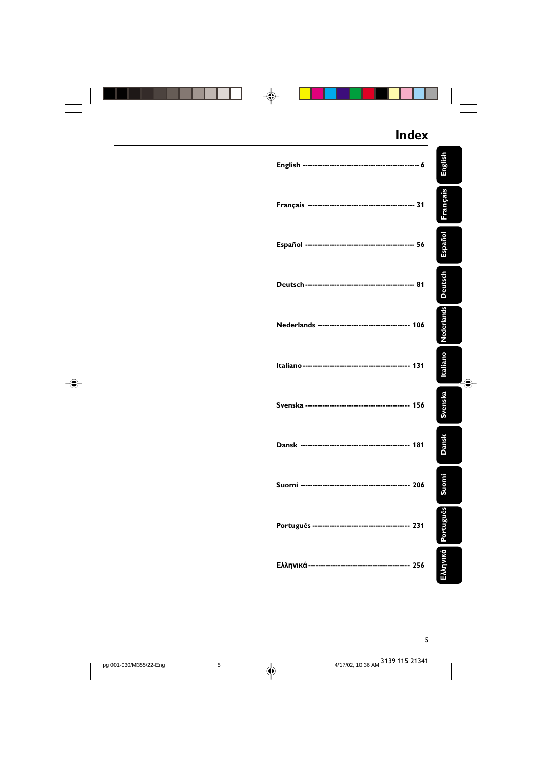# Index

English ------------------------------------------------- 6

Français --------------------------------------------- 31

Español ---------------------------------------------- 56

Deutsch ---------------------------------------------- 81

Nederlands ------------------------------------- 106

Italiano ------------------------------------------ 131

Svenska ------------------------------------------ 156

Dansk -------------------------------------------- 181

Suomi --------------------------------------------- 206

Português --------------------------------------- 231

Ελληνικά ----------------------------------------- 256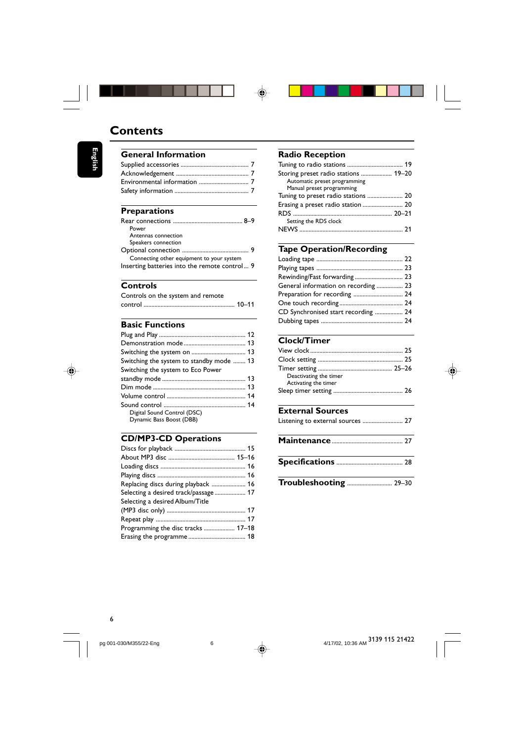# Contents

## General Information

Supplied accessories ............................................ 7
Acknowledgement ................................................ 7
Environmental information ................................ 7
Safety information ................................................ 7

## Preparations

Rear connections ............................................. 8–9
- Power
- Antennas connection
- Speakers connection

Optional connection ............................................ 9
- Connecting other equipment to your system

Inserting batteries into the remote control ... 9

## Controls

Controls on the system and remote control ............................................................ 10–11

## Basic Functions

Plug and Play ........................................................ 12
Demonstration mode ........................................ 13
Switching the system on .................................. 13
Switching the system to standby mode ........ 13
Switching the system to Eco Power standby mode ..................................................... 13
Dim mode ............................................................ 13
Volume control .................................................. 14
Sound control ..................................................... 14
- Digital Sound Control (DSC)
- Dynamic Bass Boost (DBB)

## CD/MP3-CD Operations

Discs for playback .............................................. 15
About MP3 disc ........................................... 15–16
Loading discs ....................................................... 16
Playing discs ........................................................ 16
Replacing discs during playback ...................... 16
Selecting a desired track/passage .................... 17
Selecting a desired Album/Title (MP3 disc only) .................................................. 17
Repeat play .......................................................... 17
Programming the disc tracks .................... 17–18
Erasing the programme ..................................... 18

## Radio Reception

Tuning to radio stations .................................... 19
Storing preset radio stations .................... 19–20
- Automatic preset programming
- Manual preset programming

Tuning to preset radio stations ....................... 20
Erasing a preset radio station .......................... 20
RDS ................................................................ 20–21
- Setting the RDS clock

NEWS ................................................................... 21

## Tape Operation/Recording

Loading tape ........................................................ 22
Playing tapes ........................................................ 23
Rewinding/Fast forwarding ............................... 23
General information on recording ................ 23
Preparation for recording ................................ 24
One touch recording .......................................... 24
CD Synchronised start recording ................. 24
Dubbing tapes ..................................................... 24

## Clock/Timer

View clock ............................................................ 25
Clock setting ....................................................... 25
Timer setting ................................................ 25–26
- Deactivating the timer
- Activating the timer

Sleep timer setting ............................................. 26

## External Sources

Listening to external sources .......................... 27

## Maintenance .............................................. 27

## Specifications ........................................... 28

## Troubleshooting ............................. 29–30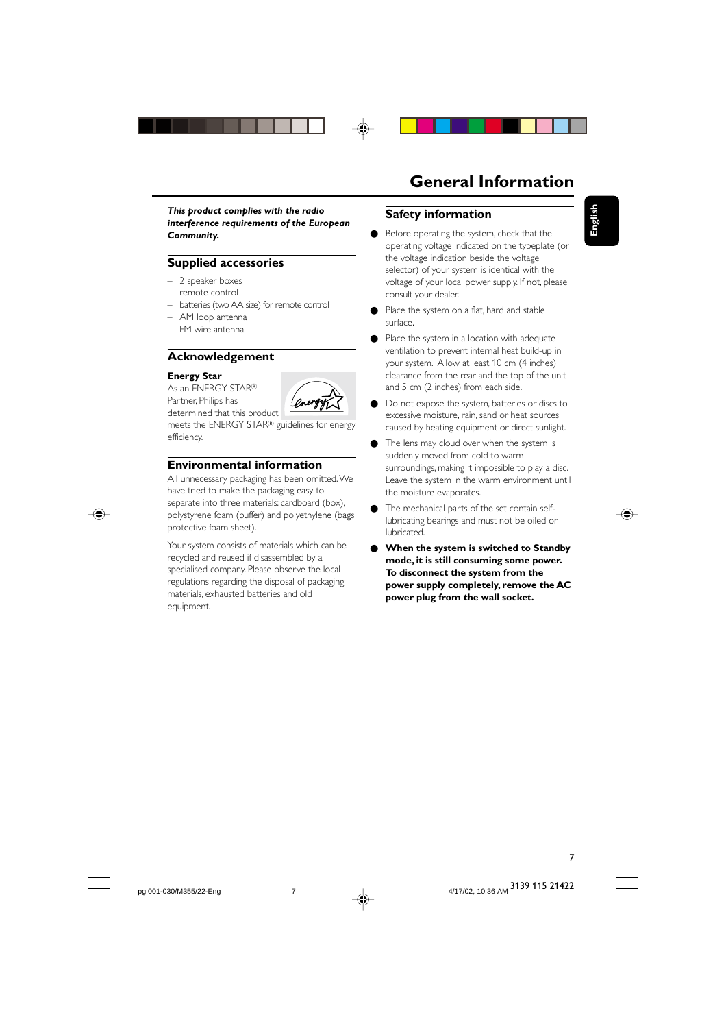# General Information

***This product complies with the radio interference requirements of the European Community.***

## Supplied accessories

– 2 speaker boxes
– remote control
– batteries (two AA size) for remote control
– AM loop antenna
– FM wire antenna

## Acknowledgement

**Energy Star**

As an ENERGY STAR® Partner, Philips has determined that this product meets the ENERGY STAR® guidelines for energy efficiency.

## Environmental information

All unnecessary packaging has been omitted. We have tried to make the packaging easy to separate into three materials: cardboard (box), polystyrene foam (buffer) and polyethylene (bags, protective foam sheet).

Your system consists of materials which can be recycled and reused if disassembled by a specialised company. Please observe the local regulations regarding the disposal of packaging materials, exhausted batteries and old equipment.

## Safety information

- Before operating the system, check that the operating voltage indicated on the typeplate (or the voltage indication beside the voltage selector) of your system is identical with the voltage of your local power supply. If not, please consult your dealer.
- Place the system on a flat, hard and stable surface.
- Place the system in a location with adequate ventilation to prevent internal heat build-up in your system. Allow at least 10 cm (4 inches) clearance from the rear and the top of the unit and 5 cm (2 inches) from each side.
- Do not expose the system, batteries or discs to excessive moisture, rain, sand or heat sources caused by heating equipment or direct sunlight.
- The lens may cloud over when the system is suddenly moved from cold to warm surroundings, making it impossible to play a disc. Leave the system in the warm environment until the moisture evaporates.
- The mechanical parts of the set contain self-lubricating bearings and must not be oiled or lubricated.
- **When the system is switched to Standby mode, it is still consuming some power. To disconnect the system from the power supply completely, remove the AC power plug from the wall socket.**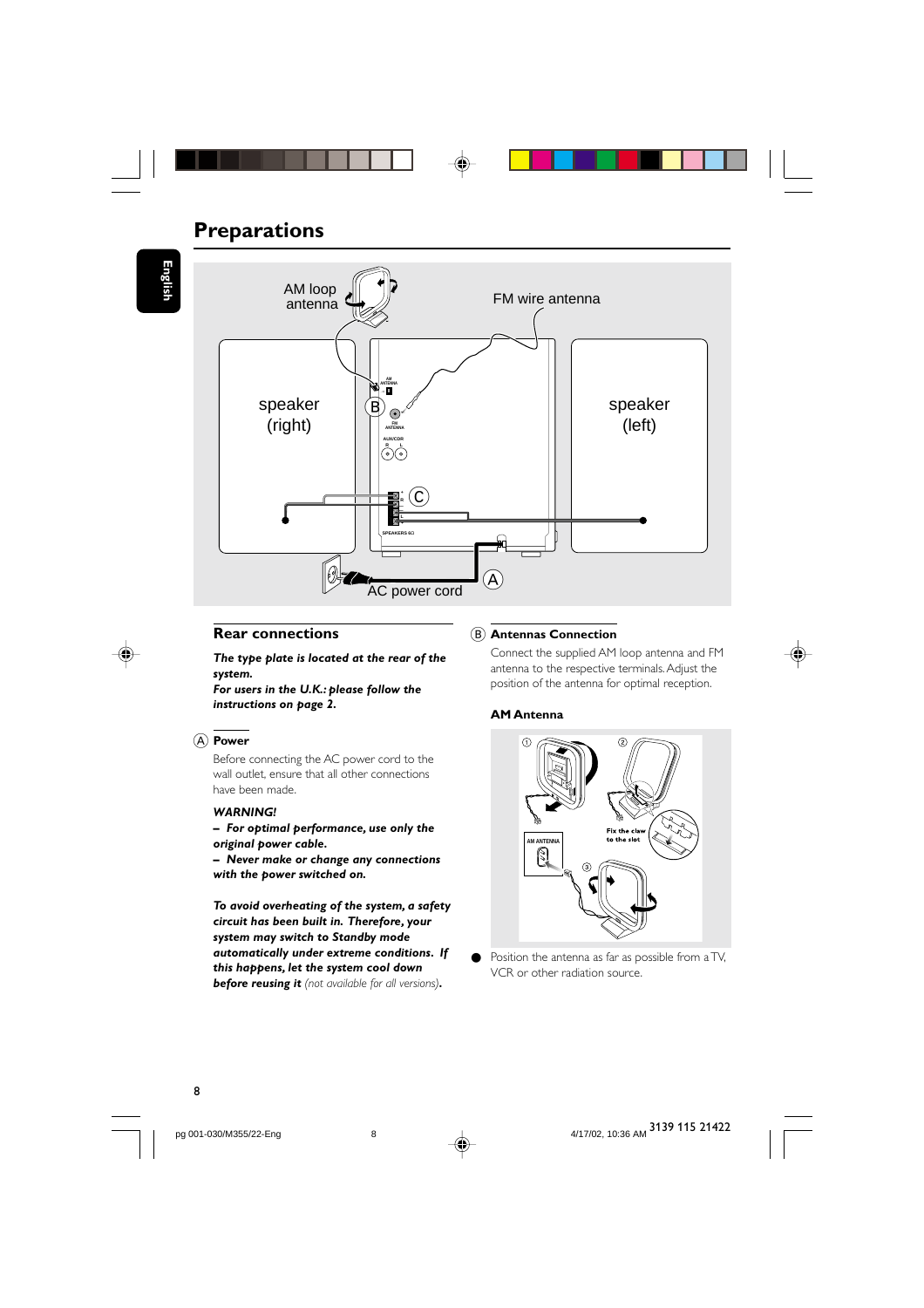# Preparations

## Rear connections

***The type plate is located at the rear of the system.***
***For users in the U.K.: please follow the instructions on page 2.***

### Ⓐ Power

Before connecting the AC power cord to the wall outlet, ensure that all other connections have been made.

***WARNING!***
***– For optimal performance, use only the original power cable.***
***– Never make or change any connections with the power switched on.***

***To avoid overheating of the system, a safety circuit has been built in. Therefore, your system may switch to Standby mode automatically under extreme conditions. If this happens, let the system cool down before reusing it*** *(not available for all versions)*.

### Ⓑ Antennas Connection

Connect the supplied AM loop antenna and FM antenna to the respective terminals. Adjust the position of the antenna for optimal reception.

**AM Antenna**

- Position the antenna as far as possible from a TV, VCR or other radiation source.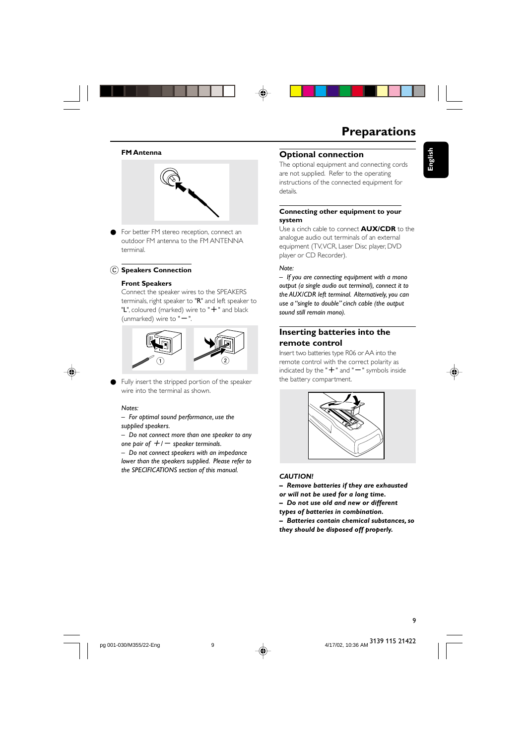# Preparations

### FM Antenna

- For better FM stereo reception, connect an outdoor FM antenna to the FM ANTENNA terminal.

### Ⓒ Speakers Connection

**Front Speakers**

Connect the speaker wires to the SPEAKERS terminals, right speaker to "R" and left speaker to "L", coloured (marked) wire to "+" and black (unmarked) wire to "−".

- Fully insert the stripped portion of the speaker wire into the terminal as shown.

*Notes:*

*– For optimal sound performance, use the supplied speakers.*

*– Do not connect more than one speaker to any one pair of +/− speaker terminals.*

*– Do not connect speakers with an impedance lower than the speakers supplied. Please refer to the SPECIFICATIONS section of this manual.*

## Optional connection

The optional equipment and connecting cords are not supplied. Refer to the operating instructions of the connected equipment for details.

### Connecting other equipment to your system

Use a cinch cable to connect **AUX/CDR** to the analogue audio out terminals of an external equipment (TV, VCR, Laser Disc player, DVD player or CD Recorder).

*Note:*

*– If you are connecting equipment with a mono output (a single audio out terminal), connect it to the AUX/CDR left terminal. Alternatively, you can use a "single to double" cinch cable (the output sound still remain mono).*

## Inserting batteries into the remote control

Insert two batteries type R06 or AA into the remote control with the correct polarity as indicated by the "+" and "−" symbols inside the battery compartment.

***CAUTION!***

***– Remove batteries if they are exhausted or will not be used for a long time.***

***– Do not use old and new or different types of batteries in combination.***

***– Batteries contain chemical substances, so they should be disposed off properly.***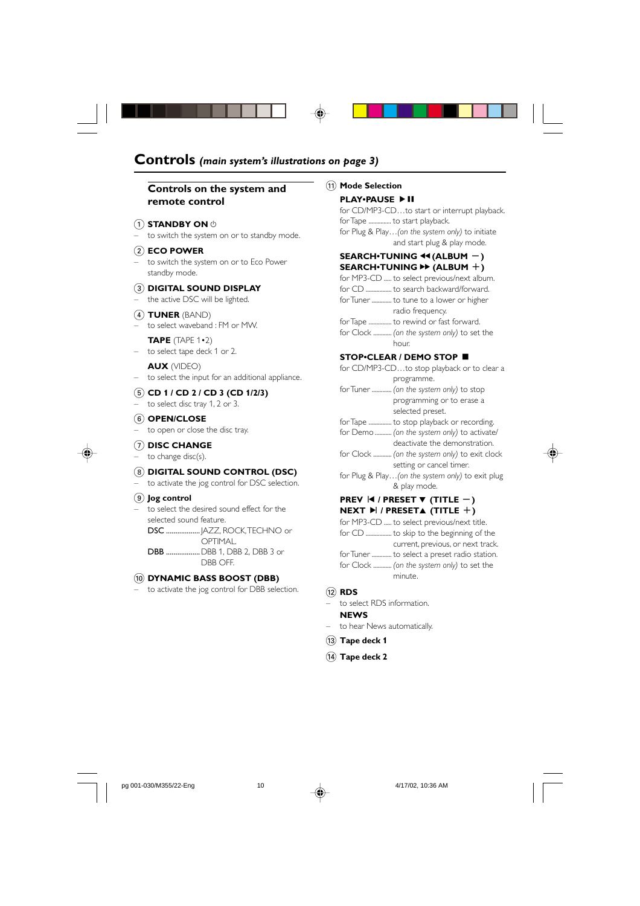# Controls *(main system's illustrations on page 3)*

## Controls on the system and remote control

① **STANDBY ON** ⏻
– to switch the system on or to standby mode.

② **ECO POWER**
– to switch the system on or to Eco Power standby mode.

③ **DIGITAL SOUND DISPLAY**
– the active DSC will be lighted.

④ **TUNER** (BAND)
– to select waveband : FM or MW.

**TAPE** (TAPE 1•2)
– to select tape deck 1 or 2.

**AUX** (VIDEO)
– to select the input for an additional appliance.

⑤ **CD 1 / CD 2 / CD 3 (CD 1/2/3)**
– to select disc tray 1, 2 or 3.

⑥ **OPEN/CLOSE**
– to open or close the disc tray.

⑦ **DISC CHANGE**
– to change disc(s).

⑧ **DIGITAL SOUND CONTROL (DSC)**
– to activate the jog control for DSC selection.

⑨ **Jog control**
– to select the desired sound effect for the selected sound feature.
**DSC** .................. JAZZ, ROCK, TECHNO or OPTIMAL.
**DBB** .................. DBB 1, DBB 2, DBB 3 or DBB OFF.

⑩ **DYNAMIC BASS BOOST (DBB)**
– to activate the jog control for DBB selection.

⑪ **Mode Selection**

**PLAY•PAUSE ▶❚❚**
for CD/MP3-CD…to start or interrupt playback.
for Tape .............. to start playback.
for Plug & Play…*(on the system only)* to initiate and start plug & play mode.

**SEARCH•TUNING ◀◀ (ALBUM −)**
**SEARCH•TUNING ▶▶ (ALBUM +)**
for MP3-CD ..... to select previous/next album.
for CD ................ to search backward/forward.
for Tuner ............ to tune to a lower or higher radio frequency.
for Tape .............. to rewind or fast forward.
for Clock ........... *(on the system only)* to set the hour.

**STOP•CLEAR / DEMO STOP ■**
for CD/MP3-CD…to stop playback or to clear a programme.
for Tuner ............ *(on the system only)* to stop programming or to erase a selected preset.
for Tape .............. to stop playback or recording.
for Demo .......... *(on the system only)* to activate/ deactivate the demonstration.
for Clock ........... *(on the system only)* to exit clock setting or cancel timer.
for Plug & Play…*(on the system only)* to exit plug & play mode.

**PREV ❙◀ / PRESET ▼ (TITLE −)**
**NEXT ▶❙ / PRESET▲ (TITLE +)**
for MP3-CD ..... to select previous/next title.
for CD ................ to skip to the beginning of the current, previous, or next track.
for Tuner ............ to select a preset radio station.
for Clock ........... *(on the system only)* to set the minute.

⑫ **RDS**
– to select RDS information.

**NEWS**
– to hear News automatically.

⑬ **Tape deck 1**

⑭ **Tape deck 2**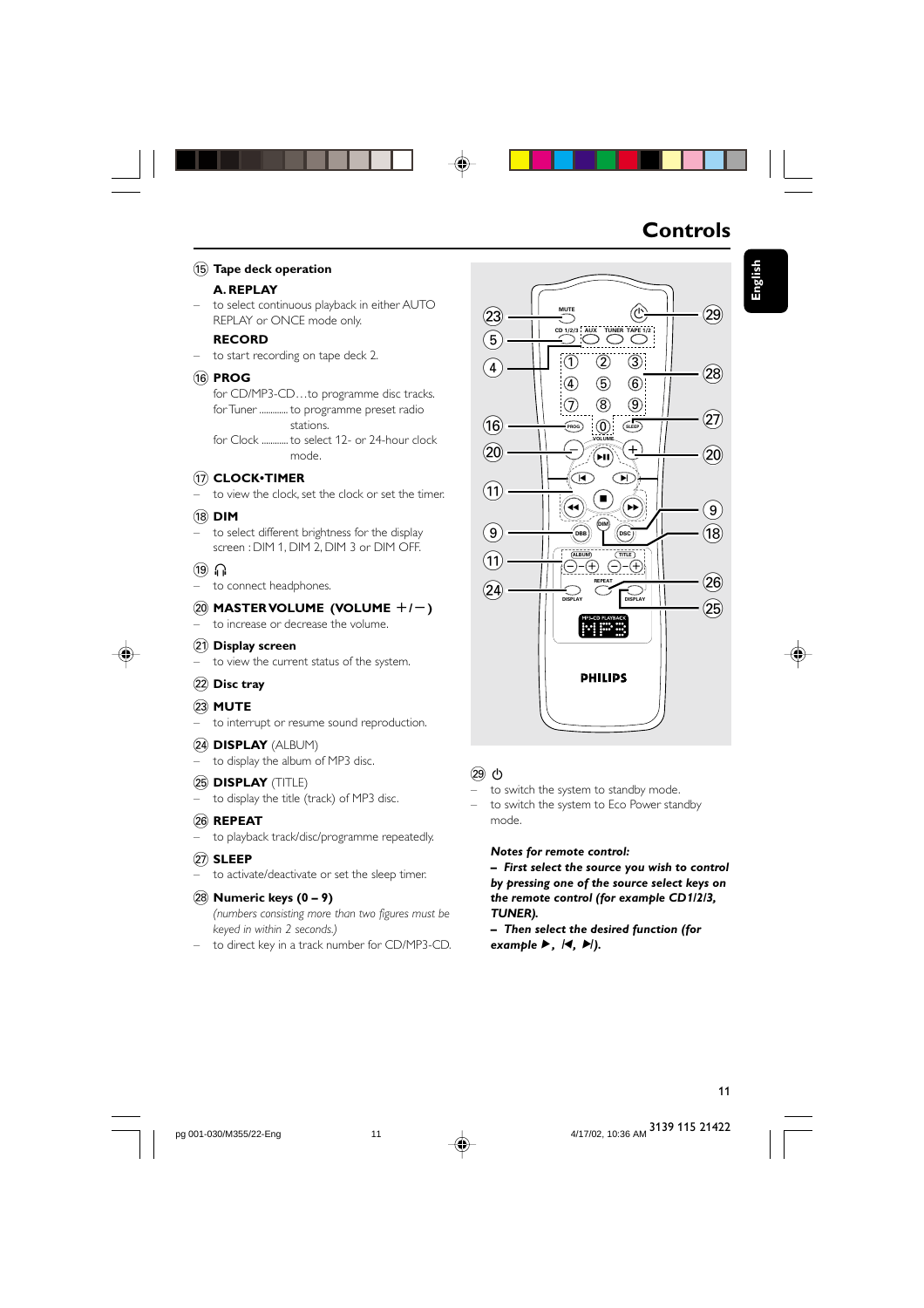# Controls

⑮ **Tape deck operation**

**A. REPLAY**

– to select continuous playback in either AUTO REPLAY or ONCE mode only.

**RECORD**

– to start recording on tape deck 2.

⑯ **PROG**

for CD/MP3-CD…to programme disc tracks.

for Tuner ............ to programme preset radio stations.

for Clock ........... to select 12- or 24-hour clock mode.

⑰ **CLOCK•TIMER**

– to view the clock, set the clock or set the timer.

⑱ **DIM**

– to select different brightness for the display screen : DIM 1, DIM 2, DIM 3 or DIM OFF.

⑲ 🎧

– to connect headphones.

⑳ **MASTER VOLUME (VOLUME +/–)**

– to increase or decrease the volume.

㉑ **Display screen**

– to view the current status of the system.

㉒ **Disc tray**

㉓ **MUTE**

– to interrupt or resume sound reproduction.

㉔ **DISPLAY** (ALBUM)

– to display the album of MP3 disc.

㉕ **DISPLAY** (TITLE)

– to display the title (track) of MP3 disc.

㉖ **REPEAT**

– to playback track/disc/programme repeatedly.

㉗ **SLEEP**

– to activate/deactivate or set the sleep timer.

㉘ **Numeric keys (0 – 9)**

*(numbers consisting more than two figures must be keyed in within 2 seconds.)*

– to direct key in a track number for CD/MP3-CD.

㉙ ⏻

– to switch the system to standby mode.
– to switch the system to Eco Power standby mode.

***Notes for remote control:***

***– First select the source you wish to control by pressing one of the source select keys on the remote control (for example CD1/2/3, TUNER).***

***– Then select the desired function (for example ▶, |◀, ▶|).***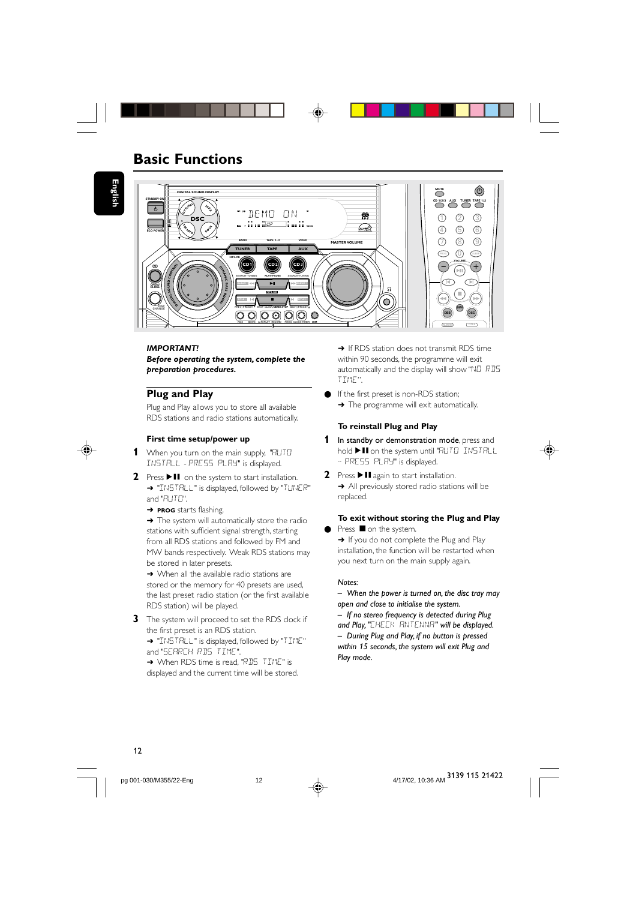# Basic Functions

***IMPORTANT!***
***Before operating the system, complete the preparation procedures.***

## Plug and Play

Plug and Play allows you to store all available RDS stations and radio stations automatically.

### First time setup/power up

**1** When you turn on the main supply, "AUTO INSTALL - PRESS PLAY" is displayed.

**2** Press ▶❚❚ on the system to start installation.
➜ "INSTALL" is displayed, followed by "TUNER" and "AUTO".
➜ **PROG** starts flashing.
➜ The system will automatically store the radio stations with sufficient signal strength, starting from all RDS stations and followed by FM and MW bands respectively. Weak RDS stations may be stored in later presets.
➜ When all the available radio stations are stored or the memory for 40 presets are used, the last preset radio station (or the first available RDS station) will be played.

**3** The system will proceed to set the RDS clock if the first preset is an RDS station.
➜ "INSTALL" is displayed, followed by "TIME" and "SEARCH RDS TIME".
➜ When RDS time is read, "RDS TIME" is displayed and the current time will be stored.
➜ If RDS station does not transmit RDS time within 90 seconds, the programme will exit automatically and the display will show "NO RDS TIME".

- If the first preset is non-RDS station;
  ➜ The programme will exit automatically.

### To reinstall Plug and Play

**1** In standby or demonstration mode, press and hold ▶❚❚ on the system until "AUTO INSTALL - PRESS PLAY" is displayed.

**2** Press ▶❚❚ again to start installation.
➜ All previously stored radio stations will be replaced.

### To exit without storing the Plug and Play

- Press ■ on the system.
  ➜ If you do not complete the Plug and Play installation, the function will be restarted when you next turn on the main supply again.

*Notes:*
*– When the power is turned on, the disc tray may open and close to initialise the system.*
*– If no stereo frequency is detected during Plug and Play, "CHECK ANTENNA" will be displayed.*
*– During Plug and Play, if no button is pressed within 15 seconds, the system will exit Plug and Play mode.*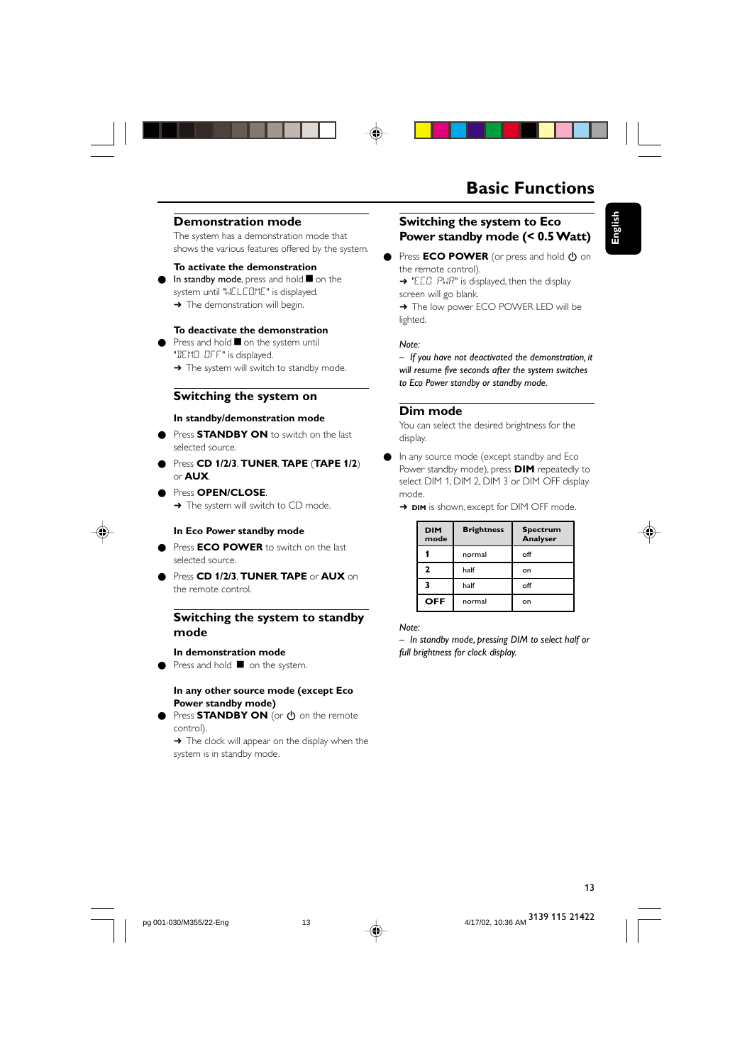# Basic Functions

## Demonstration mode

The system has a demonstration mode that shows the various features offered by the system.

**To activate the demonstration**

- In standby mode, press and hold ■ on the system until "WELCOME" is displayed.
  → The demonstration will begin.

**To deactivate the demonstration**

- Press and hold ■ on the system until "DEMO OFF" is displayed.
  → The system will switch to standby mode.

## Switching the system on

**In standby/demonstration mode**

- Press **STANDBY ON** to switch on the last selected source.
- Press **CD 1/2/3**, **TUNER**, **TAPE** (**TAPE 1/2**) or **AUX**.
- Press **OPEN/CLOSE**.
  → The system will switch to CD mode.

**In Eco Power standby mode**

- Press **ECO POWER** to switch on the last selected source.
- Press **CD 1/2/3**, **TUNER**, **TAPE** or **AUX** on the remote control.

## Switching the system to standby mode

**In demonstration mode**

- Press and hold ■ on the system.

**In any other source mode (except Eco Power standby mode)**

- Press **STANDBY ON** (or ⏻ on the remote control).
  → The clock will appear on the display when the system is in standby mode.

## Switching the system to Eco Power standby mode (< 0.5 Watt)

- Press **ECO POWER** (or press and hold ⏻ on the remote control).
  → "ECO PWR" is displayed, then the display screen will go blank.
  → The low power ECO POWER LED will be lighted.

*Note:*
*– If you have not deactivated the demonstration, it will resume five seconds after the system switches to Eco Power standby or standby mode.*

## Dim mode

You can select the desired brightness for the display.

- In any source mode (except standby and Eco Power standby mode), press **DIM** repeatedly to select DIM 1, DIM 2, DIM 3 or DIM OFF display mode.
  → **DIM** is shown, except for DIM OFF mode.

| DIM mode | Brightness | Spectrum Analyser |
|---|---|---|
| **1** | normal | off |
| **2** | half | on |
| **3** | half | off |
| **OFF** | normal | on |

*Note:*
*– In standby mode, pressing DIM to select half or full brightness for clock display.*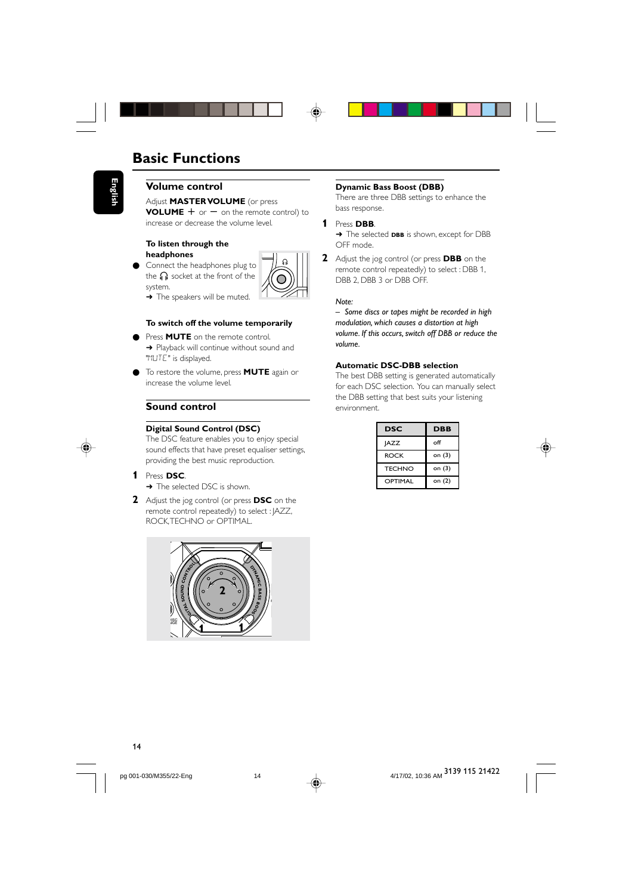# Basic Functions

English

## Volume control

Adjust **MASTER VOLUME** (or press **VOLUME** + or − on the remote control) to increase or decrease the volume level.

### To listen through the headphones

- Connect the headphones plug to the 🎧 socket at the front of the system.
  ➜ The speakers will be muted.

### To switch off the volume temporarily

- Press **MUTE** on the remote control.
  ➜ Playback will continue without sound and "MUTE" is displayed.
- To restore the volume, press **MUTE** again or increase the volume level.

## Sound control

### Digital Sound Control (DSC)

The DSC feature enables you to enjoy special sound effects that have preset equaliser settings, providing the best music reproduction.

**1** Press **DSC**.
➜ The selected DSC is shown.

**2** Adjust the jog control (or press **DSC** on the remote control repeatedly) to select : JAZZ, ROCK,TECHNO or OPTIMAL.

### Dynamic Bass Boost (DBB)

There are three DBB settings to enhance the bass response.

**1** Press **DBB**.
➜ The selected **DBB** is shown, except for DBB OFF mode.

**2** Adjust the jog control (or press **DBB** on the remote control repeatedly) to select : DBB 1, DBB 2, DBB 3 or DBB OFF.

*Note:*
*– Some discs or tapes might be recorded in high modulation, which causes a distortion at high volume. If this occurs, switch off DBB or reduce the volume.*

### Automatic DSC-DBB selection

The best DBB setting is generated automatically for each DSC selection. You can manually select the DBB setting that best suits your listening environment.

| DSC | DBB |
|---|---|
| JAZZ | off |
| ROCK | on (3) |
| TECHNO | on (3) |
| OPTIMAL | on (2) |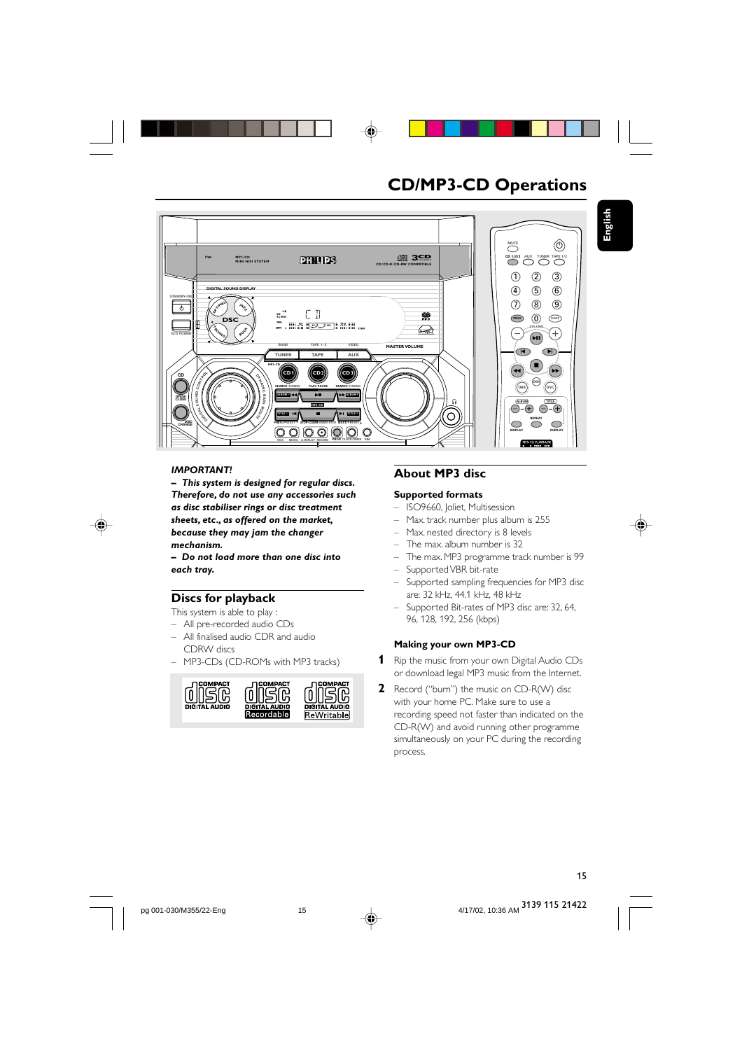# CD/MP3-CD Operations

***IMPORTANT!***

***– This system is designed for regular discs. Therefore, do not use any accessories such as disc stabiliser rings or disc treatment sheets, etc., as offered on the market, because they may jam the changer mechanism.***

***– Do not load more than one disc into each tray.***

## Discs for playback

This system is able to play :

– All pre-recorded audio CDs
– All finalised audio CDR and audio CDRW discs
– MP3-CDs (CD-ROMs with MP3 tracks)

## About MP3 disc

### Supported formats

– ISO9660, Joliet, Multisession
– Max. track number plus album is 255
– Max. nested directory is 8 levels
– The max. album number is 32
– The max. MP3 programme track number is 99
– Supported VBR bit-rate
– Supported sampling frequencies for MP3 disc are: 32 kHz, 44.1 kHz, 48 kHz
– Supported Bit-rates of MP3 disc are: 32, 64, 96, 128, 192, 256 (kbps)

### Making your own MP3-CD

**1** Rip the music from your own Digital Audio CDs or download legal MP3 music from the Internet.

**2** Record ("burn") the music on CD-R(W) disc with your home PC. Make sure to use a recording speed not faster than indicated on the CD-R(W) and avoid running other programme simultaneously on your PC during the recording process.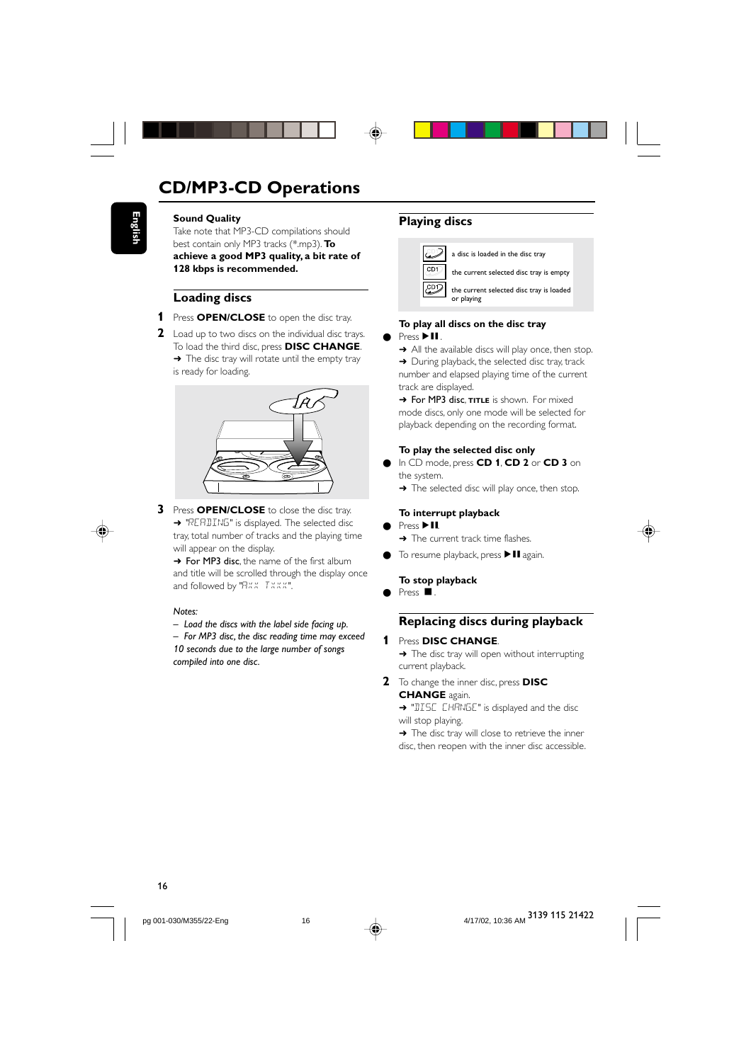# CD/MP3-CD Operations

**Sound Quality**
Take note that MP3-CD compilations should best contain only MP3 tracks (*.mp3). **To achieve a good MP3 quality, a bit rate of 128 kbps is recommended.**

## Loading discs

1. Press **OPEN/CLOSE** to open the disc tray.
2. Load up to two discs on the individual disc trays. To load the third disc, press **DISC CHANGE**.
   ➜ The disc tray will rotate until the empty tray is ready for loading.
3. Press **OPEN/CLOSE** to close the disc tray.
   ➜ "READING" is displayed. The selected disc tray, total number of tracks and the playing time will appear on the display.
   ➜ For MP3 disc, the name of the first album and title will be scrolled through the display once and followed by "Axx Txxx".

*Notes:*
*– Load the discs with the label side facing up.*
*– For MP3 disc, the disc reading time may exceed 10 seconds due to the large number of songs compiled into one disc.*

## Playing discs

| | |
|---|---|
| (icon) | a disc is loaded in the disc tray |
| CD1 | the current selected disc tray is empty |
| (CD1 icon) | the current selected disc tray is loaded or playing |

**To play all discs on the disc tray**
- Press ▶II.
  ➜ All the available discs will play once, then stop.
  ➜ During playback, the selected disc tray, track number and elapsed playing time of the current track are displayed.
  ➜ For MP3 disc, TITLE is shown. For mixed mode discs, only one mode will be selected for playback depending on the recording format.

**To play the selected disc only**
- In CD mode, press **CD 1**, **CD 2** or **CD 3** on the system.
  ➜ The selected disc will play once, then stop.

**To interrupt playback**
- Press ▶II.
  ➜ The current track time flashes.
- To resume playback, press ▶II again.

**To stop playback**
- Press ■.

## Replacing discs during playback

1. Press **DISC CHANGE**.
   ➜ The disc tray will open without interrupting current playback.
2. To change the inner disc, press **DISC CHANGE** again.
   ➜ "DISC CHANGE" is displayed and the disc will stop playing.
   ➜ The disc tray will close to retrieve the inner disc, then reopen with the inner disc accessible.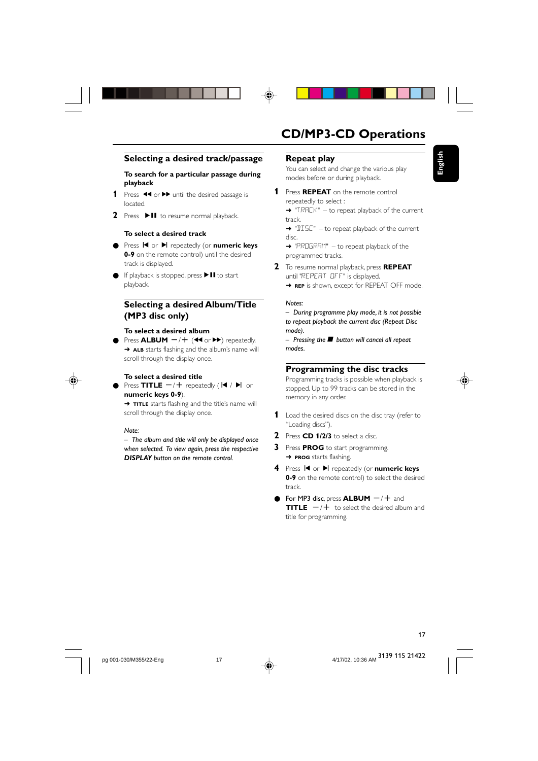# CD/MP3-CD Operations

## Selecting a desired track/passage

**To search for a particular passage during playback**

1. Press ◀◀ or ▶▶ until the desired passage is located.
2. Press ▶II to resume normal playback.

**To select a desired track**

- Press I◀ or ▶I repeatedly (or **numeric keys 0-9** on the remote control) until the desired track is displayed.
- If playback is stopped, press ▶II to start playback.

## Selecting a desired Album/Title (MP3 disc only)

**To select a desired album**

- Press **ALBUM** −/+ (◀◀ or ▶▶) repeatedly.
  → **ALB** starts flashing and the album's name will scroll through the display once.

**To select a desired title**

- Press **TITLE** −/+ repeatedly (I◀ / ▶I or **numeric keys 0-9**).
  → **TITLE** starts flashing and the title's name will scroll through the display once.

*Note:*

*– The album and title will only be displayed once when selected. To view again, press the respective **DISPLAY** button on the remote control.*

## Repeat play

You can select and change the various play modes before or during playback.

1. Press **REPEAT** on the remote control repeatedly to select :
   → "TRACK" – to repeat playback of the current track.
   → "DISC" – to repeat playback of the current disc.
   → "PROGRAM" – to repeat playback of the programmed tracks.
2. To resume normal playback, press **REPEAT** until "REPEAT OFF" is displayed.
   → **REP** is shown, except for REPEAT OFF mode.

*Notes:*

*– During programme play mode, it is not possible to repeat playback the current disc (Repeat Disc mode).*

*– Pressing the ■ button will cancel all repeat modes.*

## Programming the disc tracks

Programming tracks is possible when playback is stopped. Up to 99 tracks can be stored in the memory in any order.

1. Load the desired discs on the disc tray (refer to "Loading discs").
2. Press **CD 1/2/3** to select a disc.
3. Press **PROG** to start programming.
   → **PROG** starts flashing.
4. Press I◀ or ▶I repeatedly (or **numeric keys 0-9** on the remote control) to select the desired track.

- For MP3 disc, press **ALBUM** −/+ and **TITLE** −/+ to select the desired album and title for programming.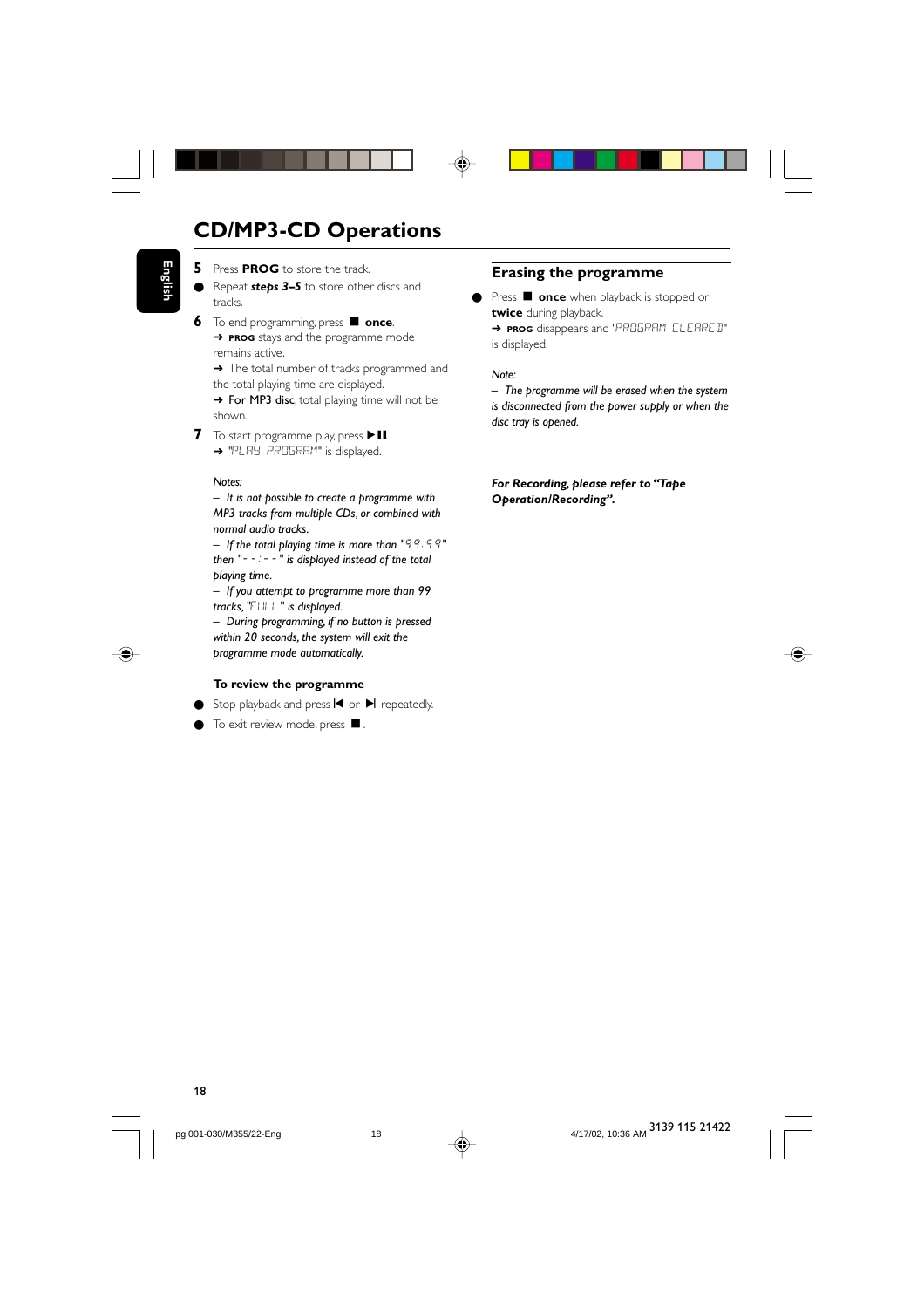# CD/MP3-CD Operations

**5** Press **PROG** to store the track.

- Repeat ***steps 3–5*** to store other discs and tracks.

**6** To end programming, press ■ **once**.
→ **PROG** stays and the programme mode remains active.
→ The total number of tracks programmed and the total playing time are displayed.
→ For MP3 disc, total playing time will not be shown.

**7** To start programme play, press ▶II.
→ "PLAY PROGRAM" is displayed.

*Notes:*
*– It is not possible to create a programme with MP3 tracks from multiple CDs, or combined with normal audio tracks.*
*– If the total playing time is more than "99:59" then "- - : - -" is displayed instead of the total playing time.*
*– If you attempt to programme more than 99 tracks, "FULL" is displayed.*
*– During programming, if no button is pressed within 20 seconds, the system will exit the programme mode automatically.*

### To review the programme

- Stop playback and press |◀ or ▶| repeatedly.
- To exit review mode, press ■.

## Erasing the programme

- Press ■ **once** when playback is stopped or **twice** during playback.
→ **PROG** disappears and "PROGRAM CLEARED" is displayed.

*Note:*
*– The programme will be erased when the system is disconnected from the power supply or when the disc tray is opened.*

***For Recording, please refer to "Tape Operation/Recording".***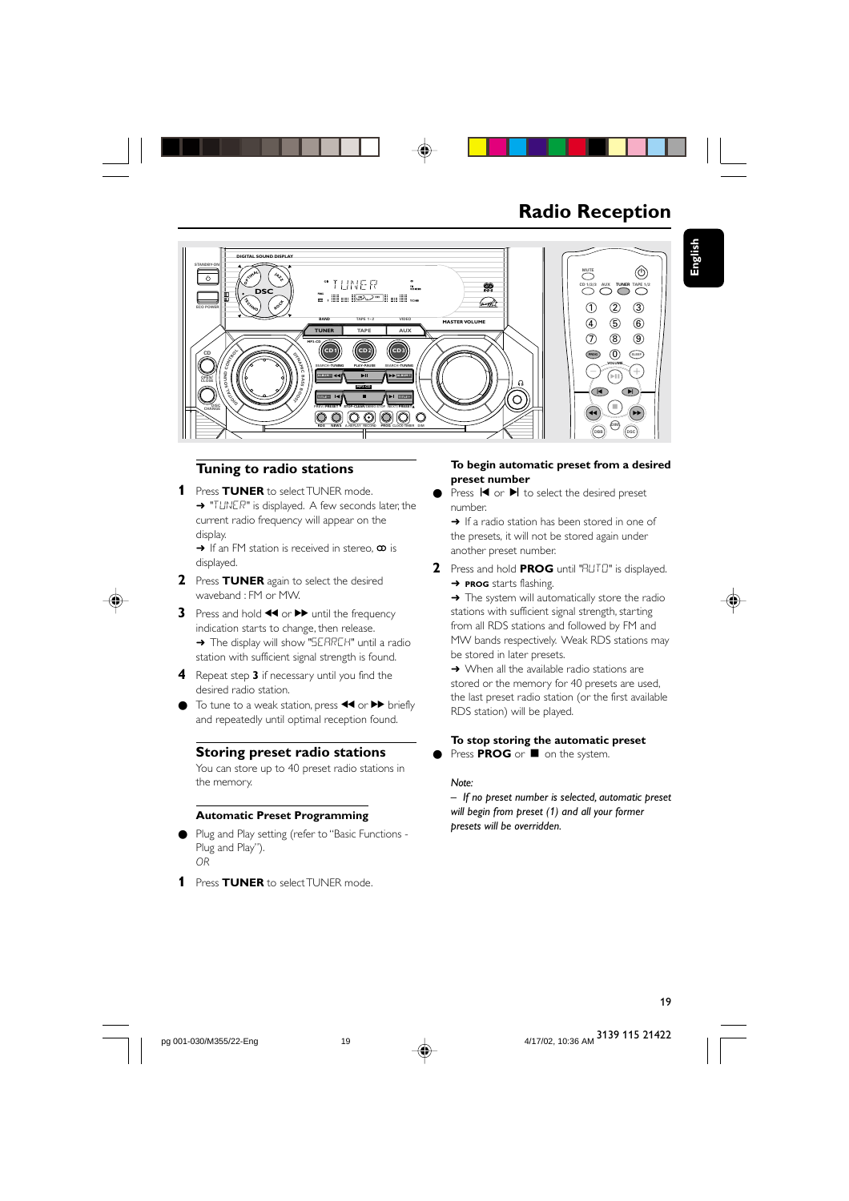# Radio Reception

## Tuning to radio stations

**1** Press **TUNER** to select TUNER mode.
➜ "TUNER" is displayed. A few seconds later, the current radio frequency will appear on the display.
➜ If an FM station is received in stereo, ꝏ is displayed.

**2** Press **TUNER** again to select the desired waveband : FM or MW.

**3** Press and hold ◀◀ or ▶▶ until the frequency indication starts to change, then release.
➜ The display will show "SEARCH" until a radio station with sufficient signal strength is found.

**4** Repeat step **3** if necessary until you find the desired radio station.

● To tune to a weak station, press ◀◀ or ▶▶ briefly and repeatedly until optimal reception found.

## Storing preset radio stations

You can store up to 40 preset radio stations in the memory.

### Automatic Preset Programming

● Plug and Play setting (refer to "Basic Functions - Plug and Play").
*OR*

**1** Press **TUNER** to select TUNER mode.

**To begin automatic preset from a desired preset number**

● Press ⏮ or ⏭ to select the desired preset number.
➜ If a radio station has been stored in one of the presets, it will not be stored again under another preset number.

**2** Press and hold **PROG** until "AUTO" is displayed.
➜ **PROG** starts flashing.
➜ The system will automatically store the radio stations with sufficient signal strength, starting from all RDS stations and followed by FM and MW bands respectively. Weak RDS stations may be stored in later presets.
➜ When all the available radio stations are stored or the memory for 40 presets are used, the last preset radio station (or the first available RDS station) will be played.

**To stop storing the automatic preset**

● Press **PROG** or ■ on the system.

*Note:*
*– If no preset number is selected, automatic preset will begin from preset (1) and all your former presets will be overridden.*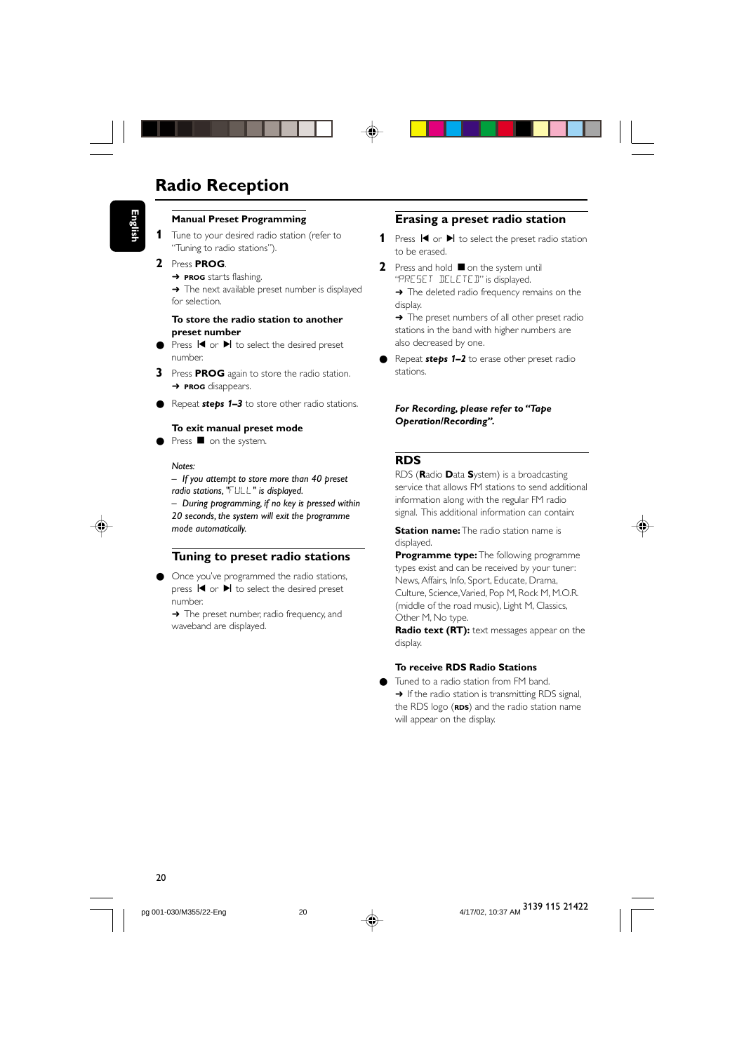# Radio Reception

### Manual Preset Programming

1. Tune to your desired radio station (refer to "Tuning to radio stations").
2. Press **PROG**.
   ➜ **PROG** starts flashing.
   ➜ The next available preset number is displayed for selection.

**To store the radio station to another preset number**

- Press ⏮ or ⏭ to select the desired preset number.

3. Press **PROG** again to store the radio station.
   ➜ **PROG** disappears.

- Repeat ***steps 1–3*** to store other radio stations.

**To exit manual preset mode**

- Press ■ on the system.

*Notes:*
*– If you attempt to store more than 40 preset radio stations, "FULL" is displayed.*
*– During programming, if no key is pressed within 20 seconds, the system will exit the programme mode automatically.*

## Tuning to preset radio stations

- Once you've programmed the radio stations, press ⏮ or ⏭ to select the desired preset number.
  ➜ The preset number, radio frequency, and waveband are displayed.

## Erasing a preset radio station

1. Press ⏮ or ⏭ to select the preset radio station to be erased.
2. Press and hold ■ on the system until "PRESET DELETED" is displayed.
   ➜ The deleted radio frequency remains on the display.
   ➜ The preset numbers of all other preset radio stations in the band with higher numbers are also decreased by one.

- Repeat ***steps 1–2*** to erase other preset radio stations.

***For Recording, please refer to "Tape Operation/Recording".***

## RDS

RDS (**R**adio **D**ata **S**ystem) is a broadcasting service that allows FM stations to send additional information along with the regular FM radio signal. This additional information can contain:

**Station name:** The radio station name is displayed.

**Programme type:** The following programme types exist and can be received by your tuner: News, Affairs, Info, Sport, Educate, Drama, Culture, Science, Varied, Pop M, Rock M, M.O.R. (middle of the road music), Light M, Classics, Other M, No type.

**Radio text (RT):** text messages appear on the display.

**To receive RDS Radio Stations**

- Tuned to a radio station from FM band.
  ➜ If the radio station is transmitting RDS signal, the RDS logo (**RDS**) and the radio station name will appear on the display.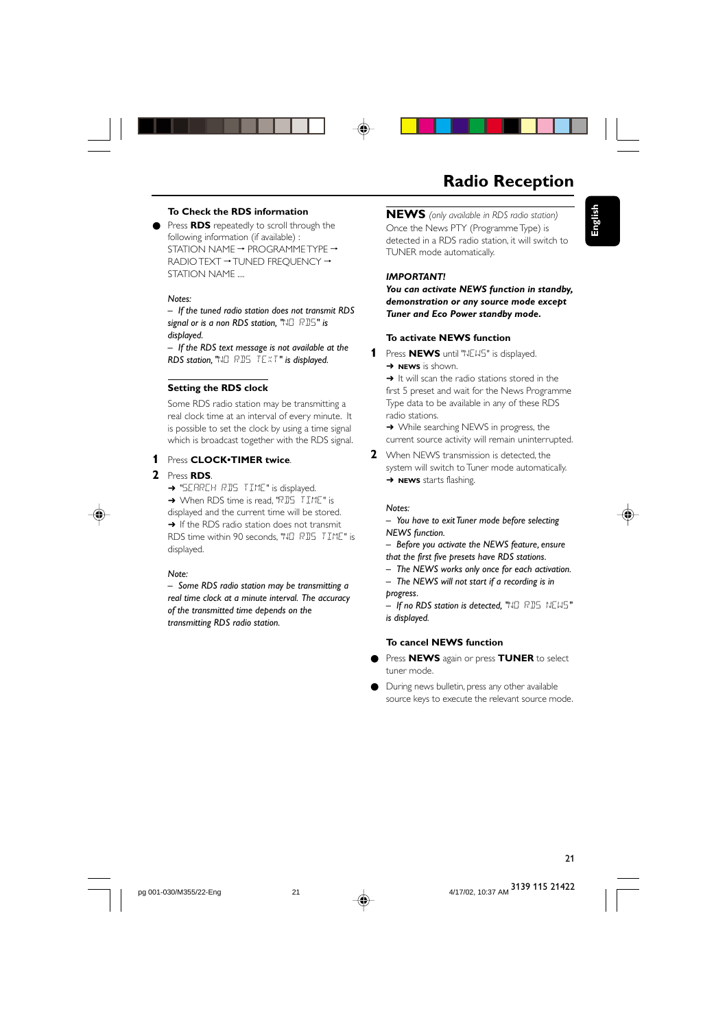# Radio Reception

### To Check the RDS information

- Press **RDS** repeatedly to scroll through the following information (if available) : STATION NAME → PROGRAMME TYPE → RADIO TEXT → TUNED FREQUENCY → STATION NAME ....

*Notes:*
*– If the tuned radio station does not transmit RDS signal or is a non RDS station, "NO RDS" is displayed.*
*– If the RDS text message is not available at the RDS station, "NO RDS TEXT" is displayed.*

### Setting the RDS clock

Some RDS radio station may be transmitting a real clock time at an interval of every minute. It is possible to set the clock by using a time signal which is broadcast together with the RDS signal.

1. Press **CLOCK•TIMER twice**.
2. Press **RDS**.
   → "SEARCH RDS TIME" is displayed.
   → When RDS time is read, "RDS TIME" is displayed and the current time will be stored.
   → If the RDS radio station does not transmit RDS time within 90 seconds, "NO RDS TIME" is displayed.

*Note:*
*– Some RDS radio station may be transmitting a real time clock at a minute interval. The accuracy of the transmitted time depends on the transmitting RDS radio station.*

## NEWS *(only available in RDS radio station)*

Once the News PTY (Programme Type) is detected in a RDS radio station, it will switch to TUNER mode automatically.

***IMPORTANT!***
***You can activate NEWS function in standby, demonstration or any source mode except Tuner and Eco Power standby mode.***

### To activate NEWS function

1. Press **NEWS** until "NEWS" is displayed.
   → **NEWS** is shown.
   → It will scan the radio stations stored in the first 5 preset and wait for the News Programme Type data to be available in any of these RDS radio stations.
   → While searching NEWS in progress, the current source activity will remain uninterrupted.
2. When NEWS transmission is detected, the system will switch to Tuner mode automatically.
   → **NEWS** starts flashing.

*Notes:*
*– You have to exit Tuner mode before selecting NEWS function.*
*– Before you activate the NEWS feature, ensure that the first five presets have RDS stations.*
*– The NEWS works only once for each activation.*
*– The NEWS will not start if a recording is in progress.*
*– If no RDS station is detected, "NO RDS NEWS" is displayed.*

### To cancel NEWS function

- Press **NEWS** again or press **TUNER** to select tuner mode.
- During news bulletin, press any other available source keys to execute the relevant source mode.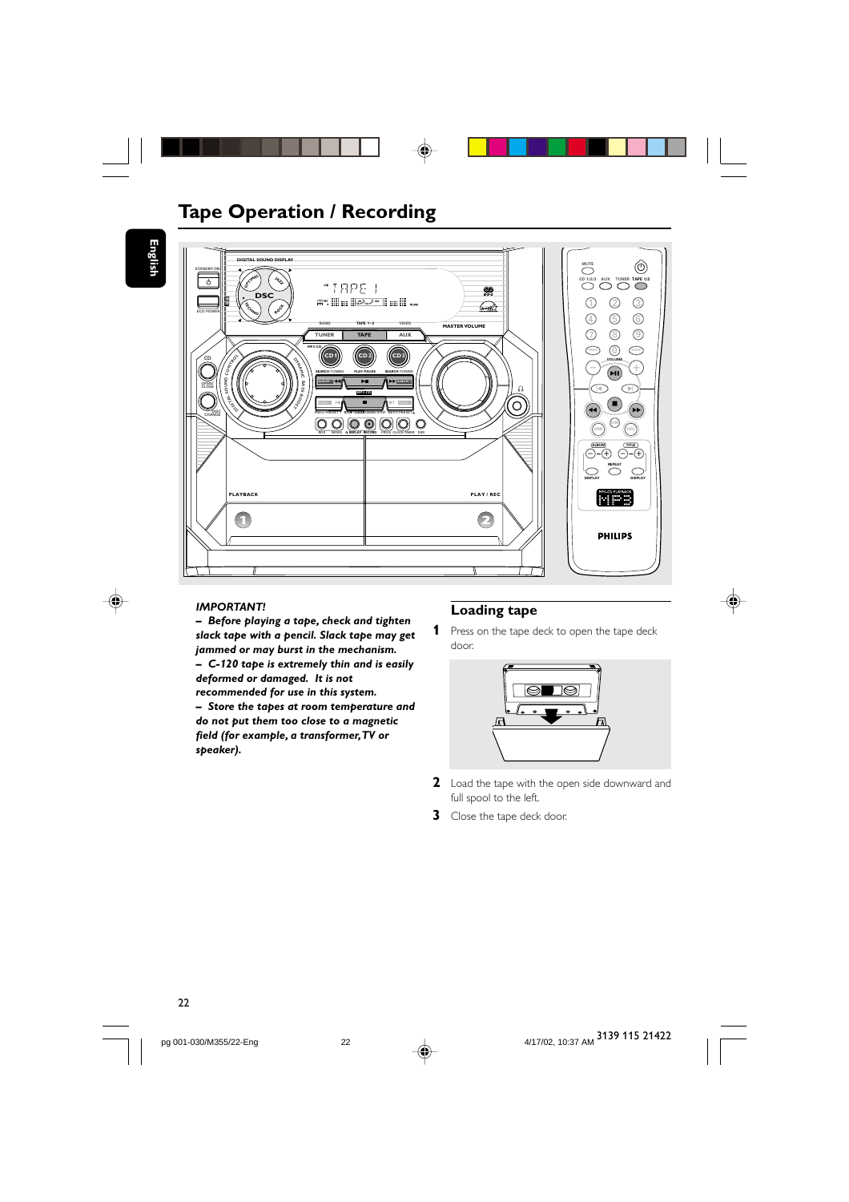# Tape Operation / Recording

*IMPORTANT!*
***– Before playing a tape, check and tighten slack tape with a pencil. Slack tape may get jammed or may burst in the mechanism.***
***– C-120 tape is extremely thin and is easily deformed or damaged. It is not recommended for use in this system.***
***– Store the tapes at room temperature and do not put them too close to a magnetic field (for example, a transformer, TV or speaker).***

## Loading tape

1. Press on the tape deck to open the tape deck door.
2. Load the tape with the open side downward and full spool to the left.
3. Close the tape deck door.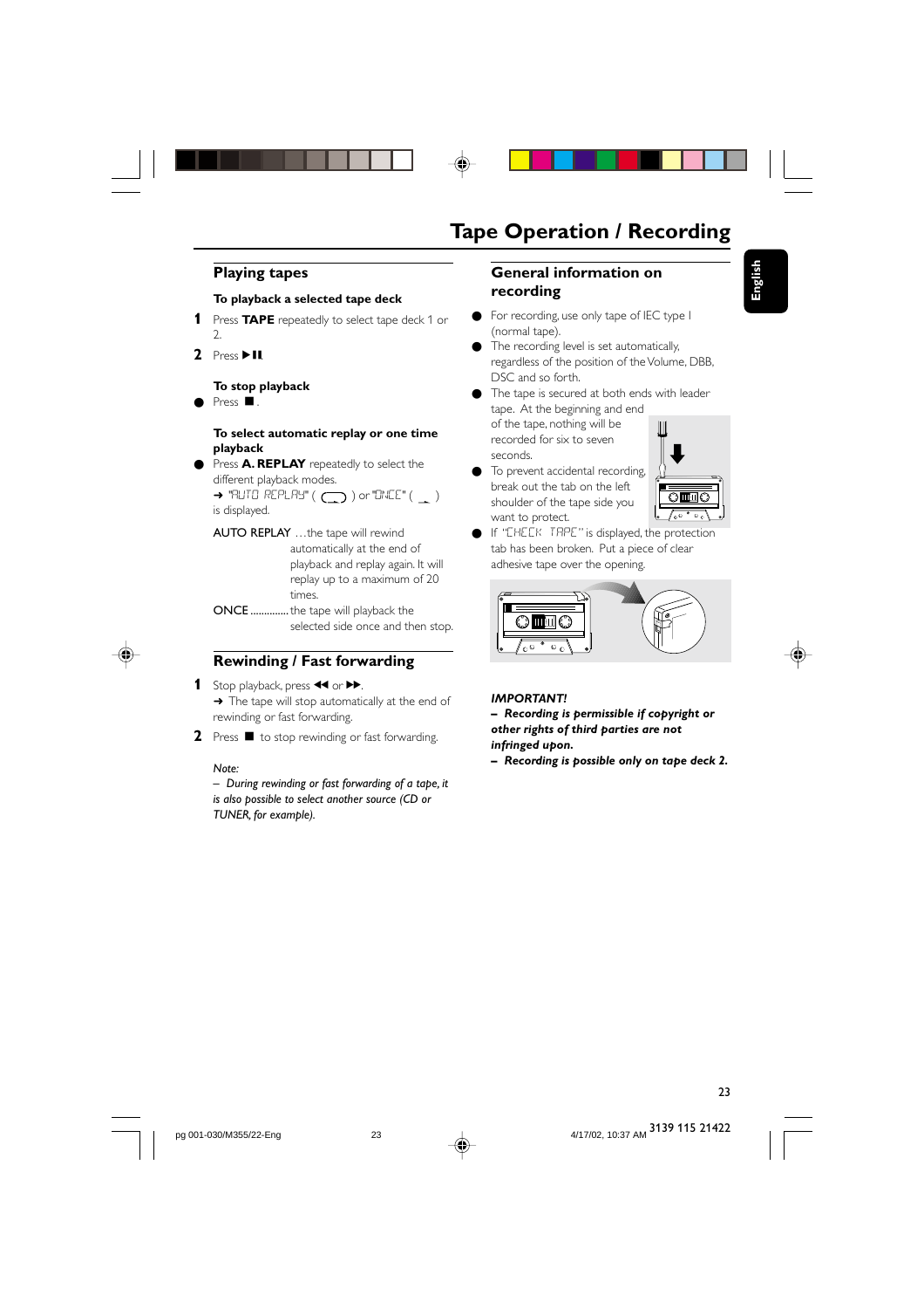# Tape Operation / Recording

## Playing tapes

**To playback a selected tape deck**

1. Press **TAPE** repeatedly to select tape deck 1 or 2.
2. Press ▶II.

**To stop playback**

- Press ■.

**To select automatic replay or one time playback**

- Press **A. REPLAY** repeatedly to select the different playback modes.
  ➜ "AUTO REPLAY" ( ) or "ONCE" ( ) is displayed.

AUTO REPLAY …the tape will rewind automatically at the end of playback and replay again. It will replay up to a maximum of 20 times.

ONCE .............the tape will playback the selected side once and then stop.

## Rewinding / Fast forwarding

1. Stop playback, press ◀◀ or ▶▶.
   ➜ The tape will stop automatically at the end of rewinding or fast forwarding.
2. Press ■ to stop rewinding or fast forwarding.

*Note:*
*– During rewinding or fast forwarding of a tape, it is also possible to select another source (CD or TUNER, for example).*

## General information on recording

- For recording, use only tape of IEC type I (normal tape).
- The recording level is set automatically, regardless of the position of the Volume, DBB, DSC and so forth.
- The tape is secured at both ends with leader tape. At the beginning and end of the tape, nothing will be recorded for six to seven seconds.
- To prevent accidental recording, break out the tab on the left shoulder of the tape side you want to protect.
- If "CHECK TAPE" is displayed, the protection tab has been broken. Put a piece of clear adhesive tape over the opening.

***IMPORTANT!***
***– Recording is permissible if copyright or other rights of third parties are not infringed upon.***
***– Recording is possible only on tape deck 2.***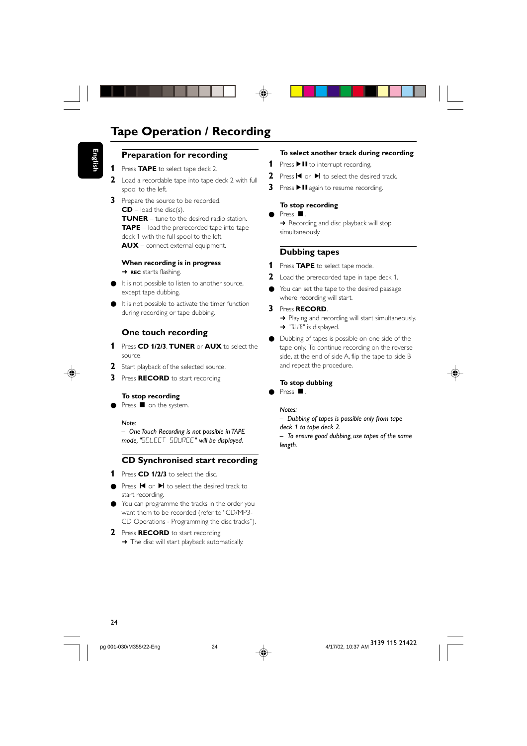# Tape Operation / Recording

## Preparation for recording

1. Press **TAPE** to select tape deck 2.
2. Load a recordable tape into tape deck 2 with full spool to the left.
3. Prepare the source to be recorded.
   **CD** – load the disc(s).
   **TUNER** – tune to the desired radio station.
   **TAPE** – load the prerecorded tape into tape deck 1 with the full spool to the left.
   **AUX** – connect external equipment.

### When recording is in progress

➜ **REC** starts flashing.

- It is not possible to listen to another source, except tape dubbing.
- It is not possible to activate the timer function during recording or tape dubbing.

## One touch recording

1. Press **CD 1/2/3**, **TUNER** or **AUX** to select the source.
2. Start playback of the selected source.
3. Press **RECORD** to start recording.

### To stop recording

- Press ■ on the system.

*Note:*
*– One Touch Recording is not possible in TAPE mode, "SELECT SOURCE" will be displayed.*

## CD Synchronised start recording

1. Press **CD 1/2/3** to select the disc.

- Press ⏮ or ⏭ to select the desired track to start recording.
- You can programme the tracks in the order you want them to be recorded (refer to "CD/MP3-CD Operations - Programming the disc tracks").

2. Press **RECORD** to start recording.
   ➜ The disc will start playback automatically.

### To select another track during recording

1. Press ▶❚❚ to interrupt recording.
2. Press ⏮ or ⏭ to select the desired track.
3. Press ▶❚❚ again to resume recording.

### To stop recording

- Press ■.
  ➜ Recording and disc playback will stop simultaneously.

## Dubbing tapes

1. Press **TAPE** to select tape mode.
2. Load the prerecorded tape in tape deck 1.

- You can set the tape to the desired passage where recording will start.

3. Press **RECORD**.
   ➜ Playing and recording will start simultaneously.
   ➜ "DUB" is displayed.

- Dubbing of tapes is possible on one side of the tape only. To continue recording on the reverse side, at the end of side A, flip the tape to side B and repeat the procedure.

### To stop dubbing

- Press ■.

*Notes:*
*– Dubbing of tapes is possible only from tape deck 1 to tape deck 2.*
*– To ensure good dubbing, use tapes of the same length.*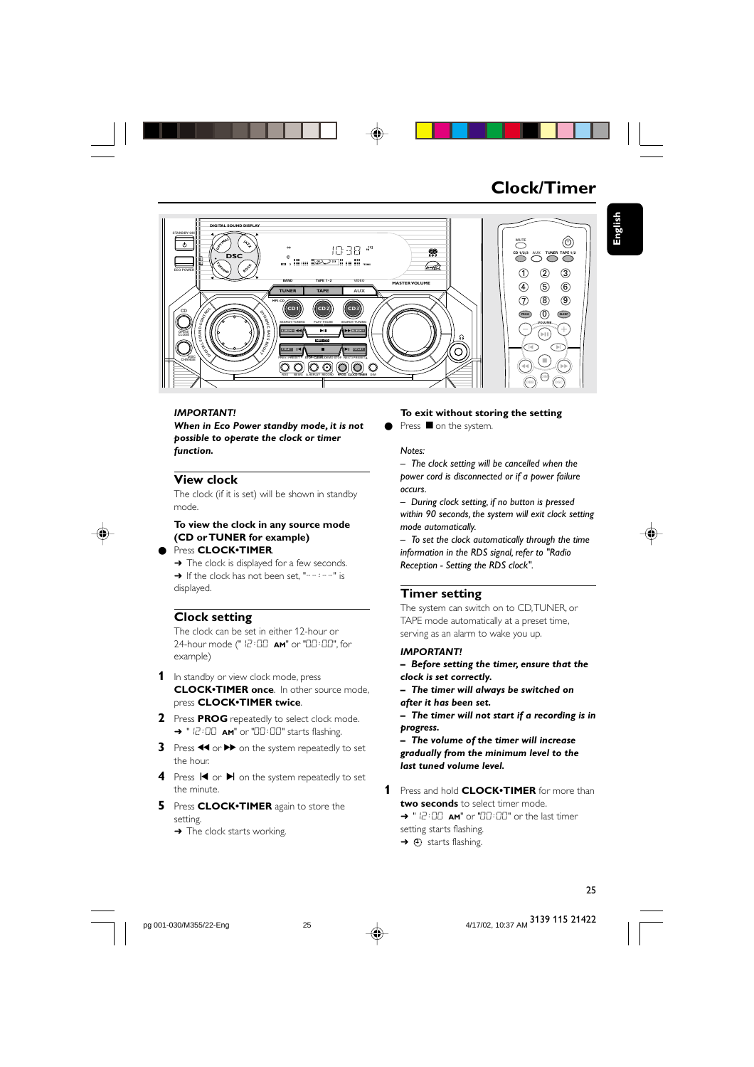# Clock/Timer

***IMPORTANT!***
***When in Eco Power standby mode, it is not possible to operate the clock or timer function.***

## View clock

The clock (if it is set) will be shown in standby mode.

**To view the clock in any source mode (CD or TUNER for example)**

- Press **CLOCK•TIMER**.
  ➜ The clock is displayed for a few seconds.
  ➜ If the clock has not been set, "-- : --" is displayed.

## Clock setting

The clock can be set in either 12-hour or 24-hour mode (" 12:00 AM" or "00:00", for example)

1. In standby or view clock mode, press **CLOCK•TIMER once**. In other source mode, press **CLOCK•TIMER twice**.
2. Press **PROG** repeatedly to select clock mode.
   ➜ " 12:00 AM" or "00:00" starts flashing.
3. Press ◀◀ or ▶▶ on the system repeatedly to set the hour.
4. Press |◀ or ▶| on the system repeatedly to set the minute.
5. Press **CLOCK•TIMER** again to store the setting.
   ➜ The clock starts working.

**To exit without storing the setting**

- Press ■ on the system.

*Notes:*

*– The clock setting will be cancelled when the power cord is disconnected or if a power failure occurs.*

*– During clock setting, if no button is pressed within 90 seconds, the system will exit clock setting mode automatically.*

*– To set the clock automatically through the time information in the RDS signal, refer to "Radio Reception - Setting the RDS clock".*

## Timer setting

The system can switch on to CD, TUNER, or TAPE mode automatically at a preset time, serving as an alarm to wake you up.

***IMPORTANT!***

***– Before setting the timer, ensure that the clock is set correctly.***

***– The timer will always be switched on after it has been set.***

***– The timer will not start if a recording is in progress.***

***– The volume of the timer will increase gradually from the minimum level to the last tuned volume level.***

1. Press and hold **CLOCK•TIMER** for more than **two seconds** to select timer mode.
   ➜ " 12:00 AM" or "00:00" or the last timer setting starts flashing.
   ➜ ⏲ starts flashing.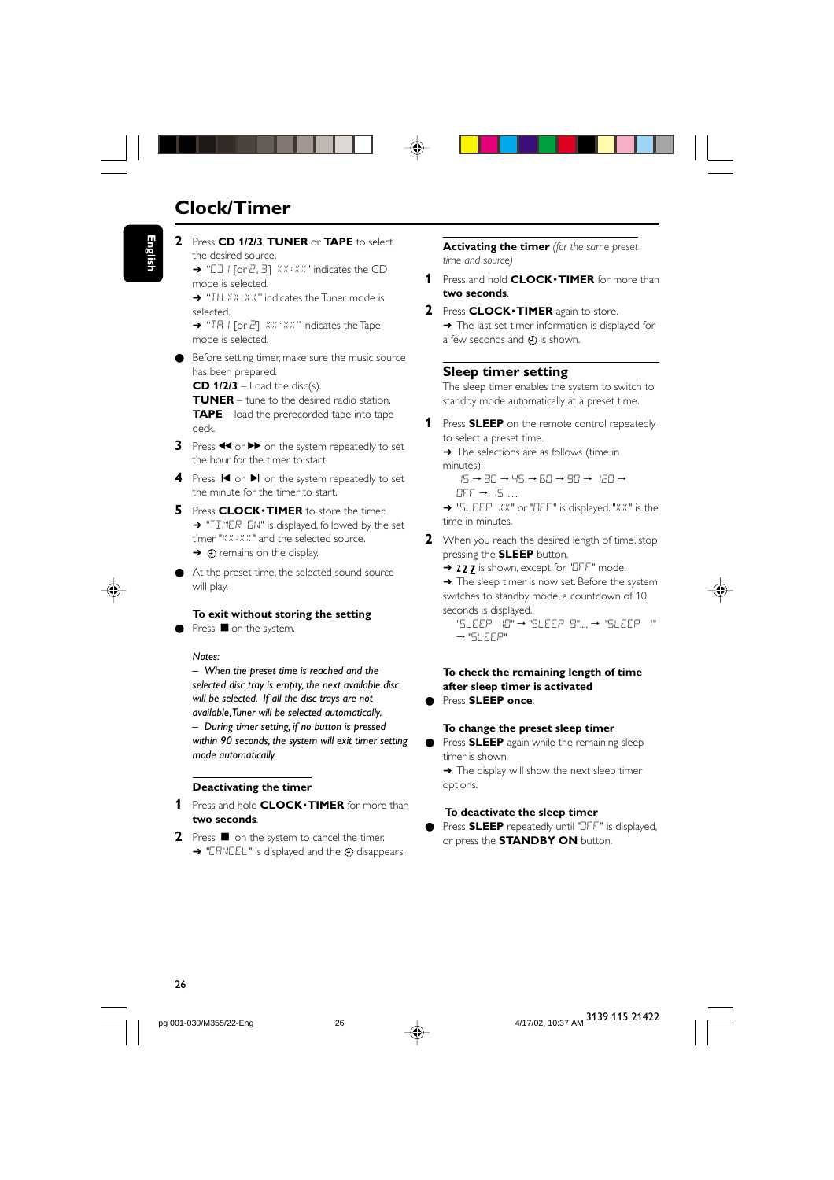## Clock/Timer

**2** Press **CD 1/2/3**, **TUNER** or **TAPE** to select the desired source.
➜ "CD 1 [or 2, 3] XX:XX" indicates the CD mode is selected.
➜ "TU XX:XX" indicates the Tuner mode is selected.
➜ "TA 1 [or 2] XX:XX" indicates the Tape mode is selected.

● Before setting timer, make sure the music source has been prepared.
**CD 1/2/3** – Load the disc(s).
**TUNER** – tune to the desired radio station.
**TAPE** – load the prerecorded tape into tape deck.

**3** Press ◀◀ or ▶▶ on the system repeatedly to set the hour for the timer to start.

**4** Press ⏮ or ⏭ on the system repeatedly to set the minute for the timer to start.

**5** Press **CLOCK•TIMER** to store the timer.
➜ "TIMER ON" is displayed, followed by the set timer "XX:XX" and the selected source.
➜ ⏲ remains on the display.

● At the preset time, the selected sound source will play.

**To exit without storing the setting**

● Press ■ on the system.

*Notes:*
*– When the preset time is reached and the selected disc tray is empty, the next available disc will be selected. If all the disc trays are not available, Tuner will be selected automatically.*
*– During timer setting, if no button is pressed within 90 seconds, the system will exit timer setting mode automatically.*

**Deactivating the timer**

**1** Press and hold **CLOCK•TIMER** for more than **two seconds**.

**2** Press ■ on the system to cancel the timer.
➜ "CANCEL" is displayed and the ⏲ disappears.

**Activating the timer** *(for the same preset time and source)*

**1** Press and hold **CLOCK•TIMER** for more than **two seconds**.

**2** Press **CLOCK•TIMER** again to store.
➜ The last set timer information is displayed for a few seconds and ⏲ is shown.

### Sleep timer setting

The sleep timer enables the system to switch to standby mode automatically at a preset time.

**1** Press **SLEEP** on the remote control repeatedly to select a preset time.
➜ The selections are as follows (time in minutes):
15 → 30 → 45 → 60 → 90 → 120 → OFF → 15 …
➜ "SLEEP XX" or "OFF" is displayed. "XX" is the time in minutes.

**2** When you reach the desired length of time, stop pressing the **SLEEP** button.
➜ ZZZ is shown, except for "OFF" mode.
➜ The sleep timer is now set. Before the system switches to standby mode, a countdown of 10 seconds is displayed.
"SLEEP 10" → "SLEEP 9".... → "SLEEP 1" → "SLEEP"

**To check the remaining length of time after sleep timer is activated**

● Press **SLEEP once**.

**To change the preset sleep timer**

● Press **SLEEP** again while the remaining sleep timer is shown.
➜ The display will show the next sleep timer options.

**To deactivate the sleep timer**

● Press **SLEEP** repeatedly until "OFF" is displayed, or press the **STANDBY ON** button.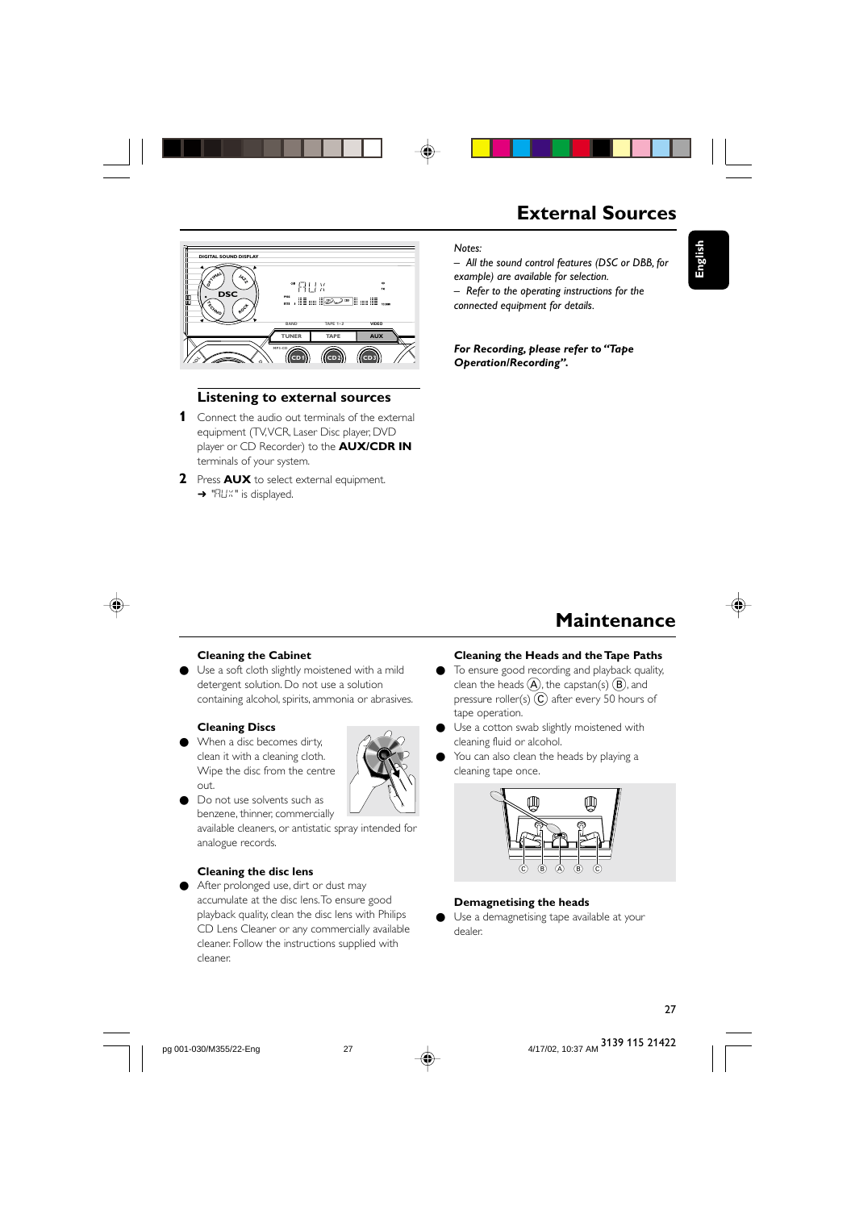# External Sources

## Listening to external sources

1. Connect the audio out terminals of the external equipment (TV,VCR, Laser Disc player, DVD player or CD Recorder) to the **AUX/CDR IN** terminals of your system.
2. Press **AUX** to select external equipment.
   → "AUX" is displayed.

*Notes:*
*– All the sound control features (DSC or DBB, for example) are available for selection.*
*– Refer to the operating instructions for the connected equipment for details.*

***For Recording, please refer to "Tape Operation/Recording".***

# Maintenance

### Cleaning the Cabinet

- Use a soft cloth slightly moistened with a mild detergent solution. Do not use a solution containing alcohol, spirits, ammonia or abrasives.

### Cleaning Discs

- When a disc becomes dirty, clean it with a cleaning cloth. Wipe the disc from the centre out.
- Do not use solvents such as benzene, thinner, commercially available cleaners, or antistatic spray intended for analogue records.

### Cleaning the disc lens

- After prolonged use, dirt or dust may accumulate at the disc lens. To ensure good playback quality, clean the disc lens with Philips CD Lens Cleaner or any commercially available cleaner. Follow the instructions supplied with cleaner.

### Cleaning the Heads and the Tape Paths

- To ensure good recording and playback quality, clean the heads (A), the capstan(s) (B), and pressure roller(s) (C) after every 50 hours of tape operation.
- Use a cotton swab slightly moistened with cleaning fluid or alcohol.
- You can also clean the heads by playing a cleaning tape once.

### Demagnetising the heads

- Use a demagnetising tape available at your dealer.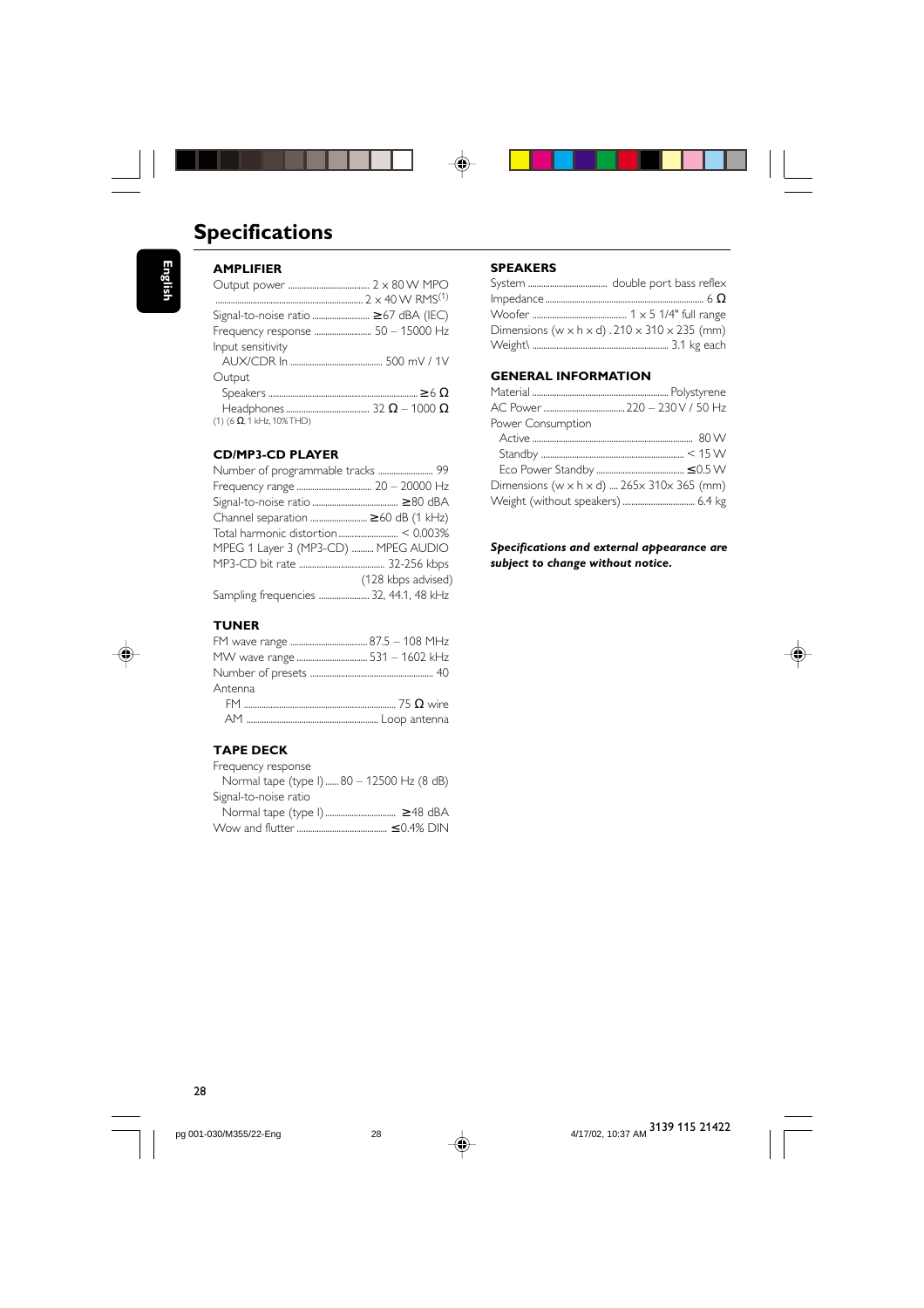# Specifications

## AMPLIFIER

Output power ........................ 2 × 80 W MPO
........................................................... 2 × 40 W RMS(1)
Signal-to-noise ratio .................... ≥67 dBA (IEC)
Frequency response .................... 50 – 15000 Hz
Input sensitivity
  AUX/CDR In ................................ 500 mV / 1V
Output
  Speakers ............................................ ≥6 Ω
  Headphones ...................... 32 Ω – 1000 Ω

(1) (6 Ω, 1 kHz, 10% THD)

## CD/MP3-CD PLAYER

Number of programmable tracks ..................... 99
Frequency range ........................... 20 – 20000 Hz
Signal-to-noise ratio ................................ ≥80 dBA
Channel separation ...................... ≥60 dB (1 kHz)
Total harmonic distortion ........................ < 0.003%
MPEG 1 Layer 3 (MP3-CD) .......... MPEG AUDIO
MP3-CD bit rate ................................ 32-256 kbps
(128 kbps advised)
Sampling frequencies ................... 32, 44.1, 48 kHz

## TUNER

FM wave range ........................... 87.5 – 108 MHz
MW wave range ........................... 531 – 1602 kHz
Number of presets ............................................ 40
Antenna
  FM ................................................... 75 Ω wire
  AM ............................................... Loop antenna

## TAPE DECK

Frequency response
  Normal tape (type I) ...... 80 – 12500 Hz (8 dB)
Signal-to-noise ratio
  Normal tape (type I) ............................ ≥48 dBA
Wow and flutter ..................................... ≤0.4% DIN

## SPEAKERS

System ................................ double port bass reflex
Impedance ........................................................ 6 Ω
Woofer ........................................ 1 × 5 1/4" full range
Dimensions (w × h × d) . 210 × 310 × 235 (mm)
Weight\ ........................................................ 3.1 kg each

## GENERAL INFORMATION

Material ........................................................ Polystyrene
AC Power .................................... 220 – 230 V / 50 Hz
Power Consumption
  Active ............................................................. 80 W
  Standby ........................................................ < 15 W
  Eco Power Standby ..................................... ≤0.5 W
Dimensions (w × h × d) .... 265x 310x 365 (mm)
Weight (without speakers) ................................ 6.4 kg

***Specifications and external appearance are subject to change without notice.***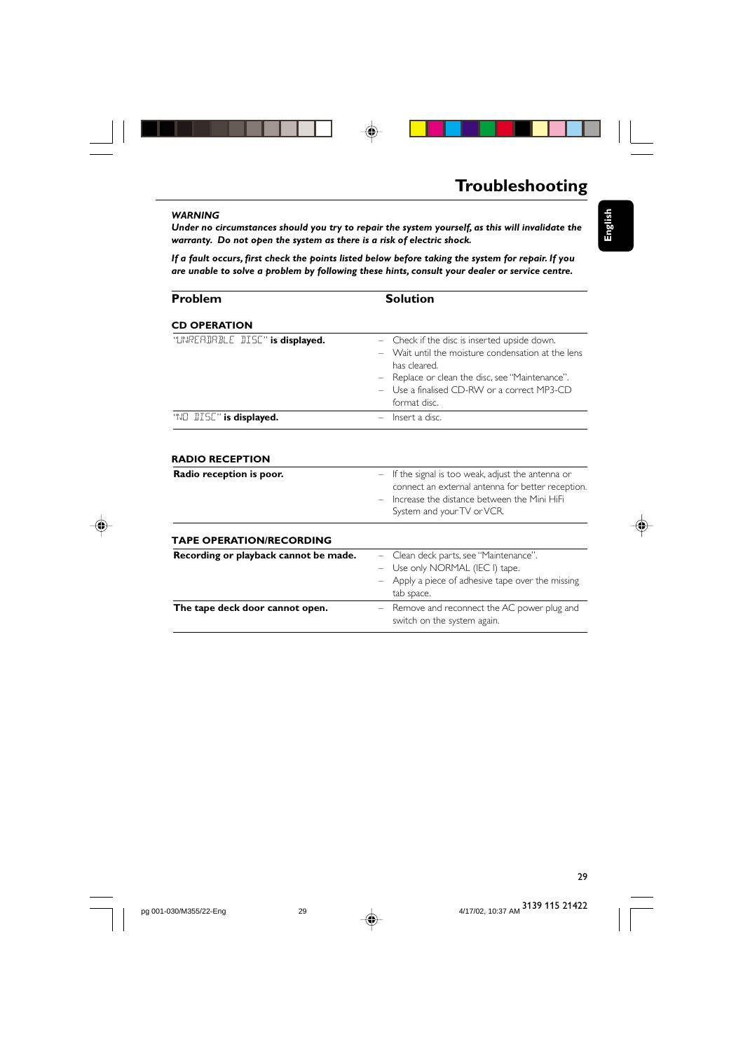# Troubleshooting

***WARNING***
***Under no circumstances should you try to repair the system yourself, as this will invalidate the warranty. Do not open the system as there is a risk of electric shock.***

***If a fault occurs, first check the points listed below before taking the system for repair. If you are unable to solve a problem by following these hints, consult your dealer or service centre.***

| Problem | Solution |
|---|---|
| **CD OPERATION** | |
| "UNREADABLE DISC" **is displayed.** | – Check if the disc is inserted upside down.<br>– Wait until the moisture condensation at the lens has cleared.<br>– Replace or clean the disc, see "Maintenance".<br>– Use a finalised CD-RW or a correct MP3-CD format disc. |
| "NO DISC" **is displayed.** | – Insert a disc. |
| **RADIO RECEPTION** | |
| **Radio reception is poor.** | – If the signal is too weak, adjust the antenna or connect an external antenna for better reception.<br>– Increase the distance between the Mini HiFi System and your TV or VCR. |
| **TAPE OPERATION/RECORDING** | |
| **Recording or playback cannot be made.** | – Clean deck parts, see "Maintenance".<br>– Use only NORMAL (IEC I) tape.<br>– Apply a piece of adhesive tape over the missing tab space. |
| **The tape deck door cannot open.** | – Remove and reconnect the AC power plug and switch on the system again. |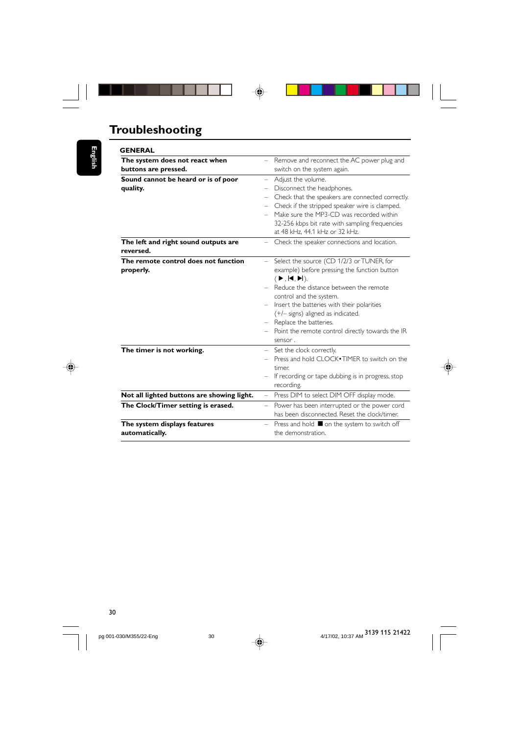# Troubleshooting

## GENERAL

| | |
|---|---|
| **The system does not react when buttons are pressed.** | – Remove and reconnect the AC power plug and switch on the system again. |
| **Sound cannot be heard or is of poor quality.** | – Adjust the volume.<br>– Disconnect the headphones.<br>– Check that the speakers are connected correctly.<br>– Check if the stripped speaker wire is clamped.<br>– Make sure the MP3-CD was recorded within 32-256 kbps bit rate with sampling frequencies at 48 kHz, 44.1 kHz or 32 kHz. |
| **The left and right sound outputs are reversed.** | – Check the speaker connections and location. |
| **The remote control does not function properly.** | – Select the source (CD 1/2/3 or TUNER, for example) before pressing the function button (▶, ⏮, ⏭).<br>– Reduce the distance between the remote control and the system.<br>– Insert the batteries with their polarities (+/– signs) aligned as indicated.<br>– Replace the batteries.<br>– Point the remote control directly towards the IR sensor . |
| **The timer is not working.** | – Set the clock correctly.<br>– Press and hold CLOCK•TIMER to switch on the timer.<br>– If recording or tape dubbing is in progress, stop recording. |
| **Not all lighted buttons are showing light.** | – Press DIM to select DIM OFF display mode. |
| **The Clock/Timer setting is erased.** | – Power has been interrupted or the power cord has been disconnected. Reset the clock/timer. |
| **The system displays features automatically.** | – Press and hold ■ on the system to switch off the demonstration. |